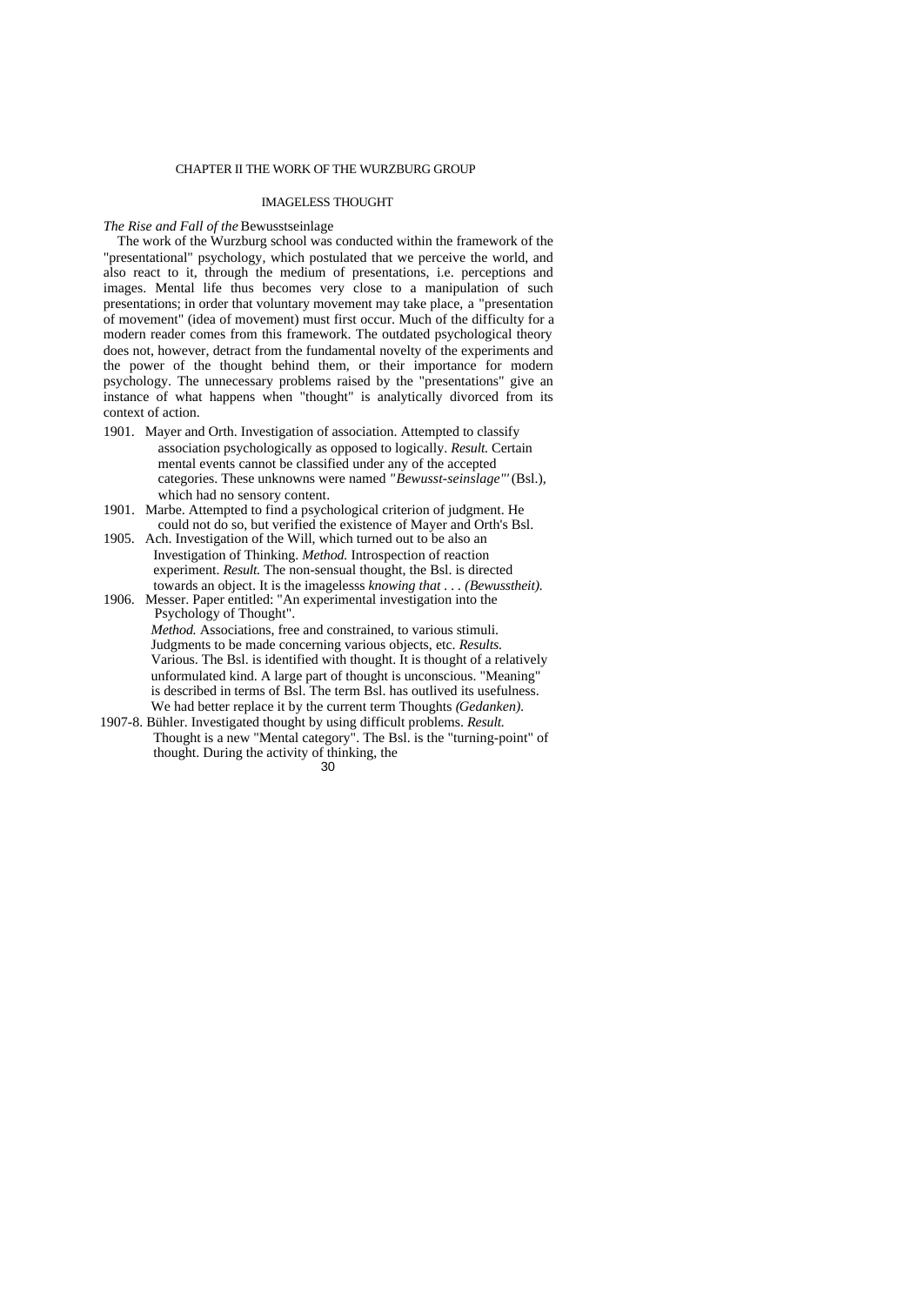# CHAPTER II THE WORK OF THE WURZBURG GROUP

## IMAGELESS THOUGHT

### *The Rise and Fall of the* Bewusstseinlage

The work of the Wurzburg school was conducted within the framework of the "presentational" psychology, which postulated that we perceive the world, and also react to it, through the medium of presentations, i.e. perceptions and images. Mental life thus becomes very close to a manipulation of such presentations; in order that voluntary movement may take place, a "presentation of movement" (idea of movement) must first occur. Much of the difficulty for a modern reader comes from this framework. The outdated psychological theory does not, however, detract from the fundamental novelty of the experiments and the power of the thought behind them, or their importance for modern psychology. The unnecessary problems raised by the "presentations" give an instance of what happens when "thought" is analytically divorced from its context of action.

1901. Mayer and Orth. Investigation of association. Attempted to classify association psychologically as opposed to logically. *Result.* Certain mental events cannot be classified under any of the accepted categories. These unknowns were named *"Bewusst-seinslage"'* (Bsl.), which had no sensory content.

1901. Marbe. Attempted to find a psychological criterion of judgment. He could not do so, but verified the existence of Mayer and Orth's Bsl.

1905. Ach. Investigation of the Will, which turned out to be also an Investigation of Thinking. *Method.* Introspection of reaction experiment. *Result.* The non-sensual thought, the Bsl. is directed towards an object. It is the imagelesss *knowing that . . . (Bewusstheit).*

1906. Messer. Paper entitled: "An experimental investigation into the Psychology of Thought". *Method.* Associations, free and constrained, to various stimuli. Judgments to be made concerning various objects, etc. *Results.* Various. The Bsl. is identified with thought. It is thought of a relatively unformulated kind. A large part of thought is unconscious. "Meaning" is described in terms of Bsl. The term Bsl. has outlived its usefulness. We had better replace it by the current term Thoughts *(Gedanken).*

1907-8. Bühler. Investigated thought by using difficult problems. *Result.* Thought is a new "Mental category". The Bsl. is the "turning-point" of thought. During the activity of thinking, the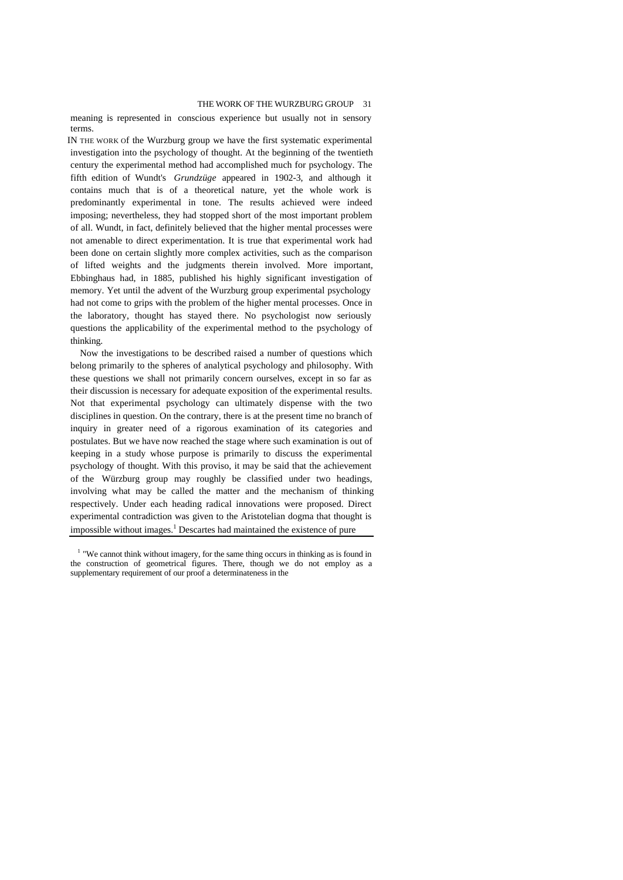meaning is represented in conscious experience but usually not in sensory terms.

IN THE WORK Of the Wurzburg group we have the first systematic experimental investigation into the psychology of thought. At the beginning of the twentieth century the experimental method had accomplished much for psychology. The fifth edition of Wundt's *Grundzüge* appeared in 1902-3, and although it contains much that is of a theoretical nature, yet the whole work is predominantly experimental in tone. The results achieved were indeed imposing; nevertheless, they had stopped short of the most important problem of all. Wundt, in fact, definitely believed that the higher mental processes were not amenable to direct experimentation. It is true that experimental work had been done on certain slightly more complex activities, such as the comparison of lifted weights and the judgments therein involved. More important, Ebbinghaus had, in 1885, published his highly significant investigation of memory. Yet until the advent of the Wurzburg group experimental psychology had not come to grips with the problem of the higher mental processes. Once in the laboratory, thought has stayed there. No psychologist now seriously questions the applicability of the experimental method to the psychology of thinking.

Now the investigations to be described raised a number of questions which belong primarily to the spheres of analytical psychology and philosophy. With these questions we shall not primarily concern ourselves, except in so far as their discussion is necessary for adequate exposition of the experimental results. Not that experimental psychology can ultimately dispense with the two disciplines in question. On the contrary, there is at the present time no branch of inquiry in greater need of a rigorous examination of its categories and postulates. But we have now reached the stage where such examination is out of keeping in a study whose purpose is primarily to discuss the experimental psychology of thought. With this proviso, it may be said that the achievement of the Würzburg group may roughly be classified under two headings, involving what may be called the matter and the mechanism of thinking respectively. Under each heading radical innovations were proposed. Direct experimental contradiction was given to the Aristotelian dogma that thought is impossible without images.[1] Descartes had maintained the existence of pure

[1] "We cannot think without imagery, for the same thing occurs in thinking as is found in the construction of geometrical figures. There, though we do not employ as a supplementary requirement of our proof a determinateness in the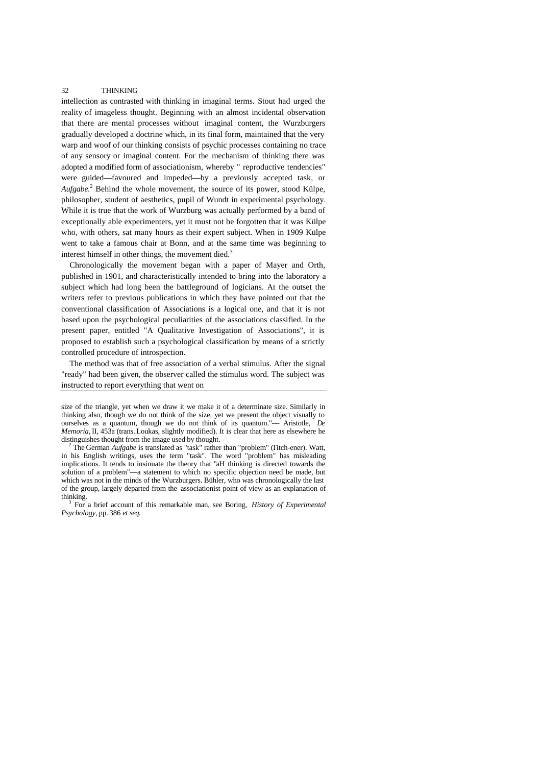intellection as contrasted with thinking in imaginal terms. Stout had urged the reality of imageless thought. Beginning with an almost incidental observation that there are mental processes without imaginal content, the Wurzburgers gradually developed a doctrine which, in its final form, maintained that the very warp and woof of our thinking consists of psychic processes containing no trace of any sensory or imaginal content. For the mechanism of thinking there was adopted a modified form of associationism, whereby " reproductive tendencies" were guided—favoured and impeded—by a previously accepted task, or *Aufgabe*.[2] Behind the whole movement, the source of its power, stood Külpe, philosopher, student of aesthetics, pupil of Wundt in experimental psychology. While it is true that the work of Wurzburg was actually performed by a band of exceptionally able experimenters, yet it must not be forgotten that it was Külpe who, with others, sat many hours as their expert subject. When in 1909 Külpe went to take a famous chair at Bonn, and at the same time was beginning to interest himself in other things, the movement died.[3]

Chronologically the movement began with a paper of Mayer and Orth, published in 1901, and characteristically intended to bring into the laboratory a subject which had long been the battleground of logicians. At the outset the writers refer to previous publications in which they have pointed out that the conventional classification of Associations is a logical one, and that it is not based upon the psychological peculiarities of the associations classified. In the present paper, entitled "A Qualitative Investigation of Associations", it is proposed to establish such a psychological classification by means of a strictly controlled procedure of introspection.

The method was that of free association of a verbal stimulus. After the signal "ready" had been given, the observer called the stimulus word. The subject was instructed to report everything that went on

---

size of the triangle, yet when we draw it we make it of a determinate size. Similarly in thinking also, though we do not think of the size, yet we present the object visually to ourselves as a quantum, though we do not think of its quantum."— Aristotle, *De Memoria*, II, 453a (trans. Loukas, slightly modified). It is clear that here as elsewhere he distinguishes thought from the image used by thought.

[2] The German *Aufgabe* is translated as "task" rather than "problem" (Titch-ener). Watt, in his English writings, uses the term "task". The word "problem" has misleading implications. It tends to insinuate the theory that "aH thinking is directed towards the solution of a problem"—a statement to which no specific objection need be made, but which was not in the minds of the Wurzburgers. Bühler, who was chronologically the last of the group, largely departed from the associationist point of view as an explanation of thinking.

[3] For a brief account of this remarkable man, see Boring, *History of Experimental Psychology*, pp. 386 *et seq*.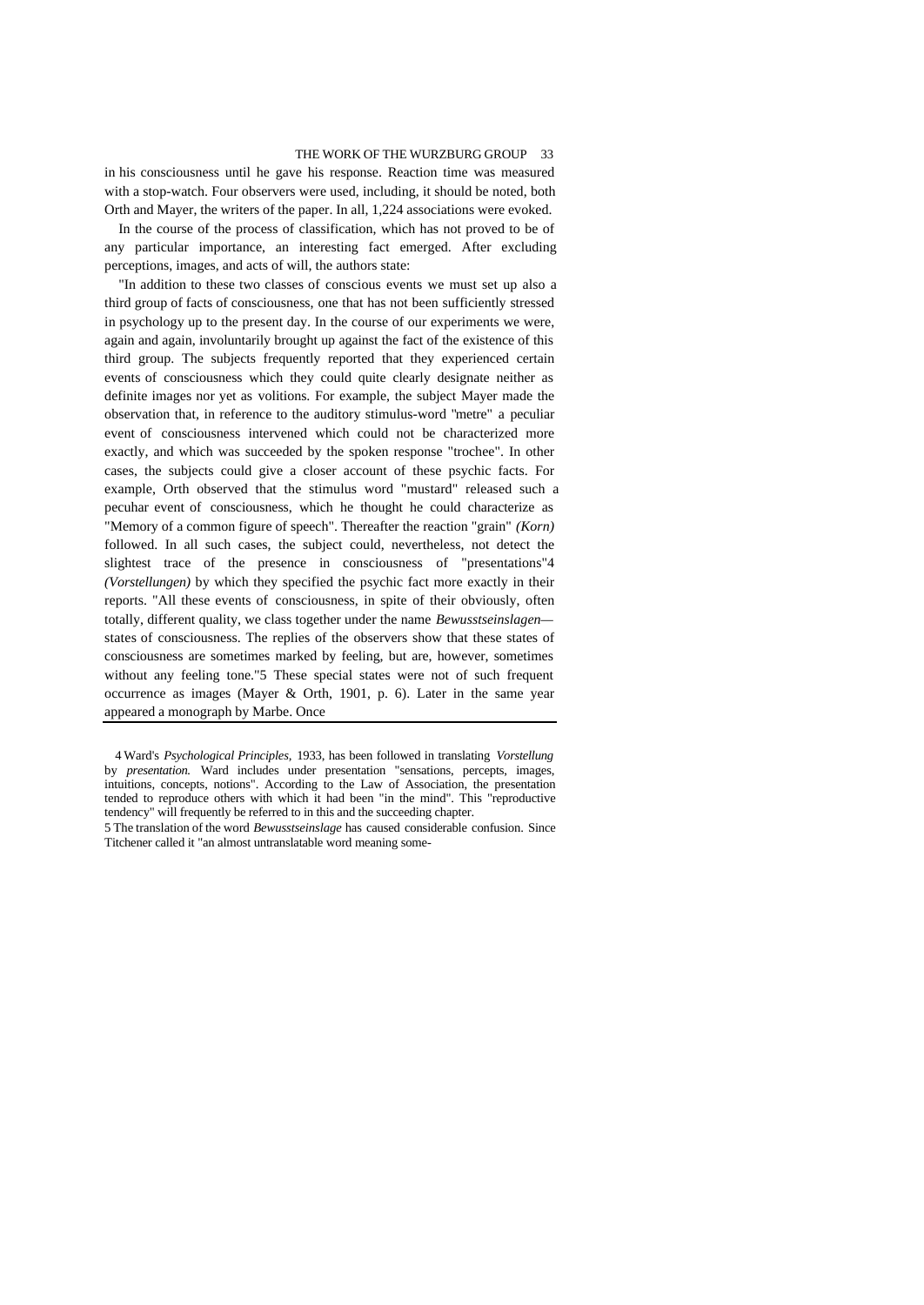in his consciousness until he gave his response. Reaction time was measured with a stop-watch. Four observers were used, including, it should be noted, both Orth and Mayer, the writers of the paper. In all, 1,224 associations were evoked.

In the course of the process of classification, which has not proved to be of any particular importance, an interesting fact emerged. After excluding perceptions, images, and acts of will, the authors state:

"In addition to these two classes of conscious events we must set up also a third group of facts of consciousness, one that has not been sufficiently stressed in psychology up to the present day. In the course of our experiments we were, again and again, involuntarily brought up against the fact of the existence of this third group. The subjects frequently reported that they experienced certain events of consciousness which they could quite clearly designate neither as definite images nor yet as volitions. For example, the subject Mayer made the observation that, in reference to the auditory stimulus-word "metre" a peculiar event of consciousness intervened which could not be characterized more exactly, and which was succeeded by the spoken response "trochee". In other cases, the subjects could give a closer account of these psychic facts. For example, Orth observed that the stimulus word "mustard" released such a pecuhar event of consciousness, which he thought he could characterize as "Memory of a common figure of speech". Thereafter the reaction "grain" *(Korn)* followed. In all such cases, the subject could, nevertheless, not detect the slightest trace of the presence in consciousness of "presentations"[4] *(Vorstellungen)* by which they specified the psychic fact more exactly in their reports. "All these events of consciousness, in spite of their obviously, often totally, different quality, we class together under the name *Bewusstseinslagen*—states of consciousness. The replies of the observers show that these states of consciousness are sometimes marked by feeling, but are, however, sometimes without any feeling tone."[5] These special states were not of such frequent occurrence as images (Mayer & Orth, 1901, p. 6). Later in the same year appeared a monograph by Marbe. Once

---

[4] Ward's *Psychological Principles,* 1933, has been followed in translating *Vorstellung* by *presentation.* Ward includes under presentation "sensations, percepts, images, intuitions, concepts, notions". According to the Law of Association, the presentation tended to reproduce others with which it had been "in the mind". This "reproductive tendency" will frequently be referred to in this and the succeeding chapter.

[5] The translation of the word *Bewusstseinslage* has caused considerable confusion. Since Titchener called it "an almost untranslatable word meaning some-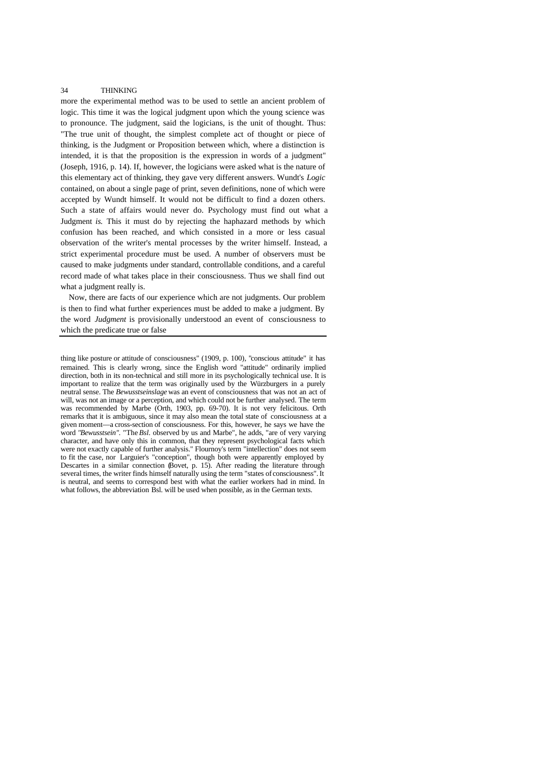more the experimental method was to be used to settle an ancient problem of logic. This time it was the logical judgment upon which the young science was to pronounce. The judgment, said the logicians, is the unit of thought. Thus: "The true unit of thought, the simplest complete act of thought or piece of thinking, is the Judgment or Proposition between which, where a distinction is intended, it is that the proposition is the expression in words of a judgment" (Joseph, 1916, p. 14). If, however, the logicians were asked what is the nature of this elementary act of thinking, they gave very different answers. Wundt's *Logic* contained, on about a single page of print, seven definitions, none of which were accepted by Wundt himself. It would not be difficult to find a dozen others. Such a state of affairs would never do. Psychology must find out what a Judgment *is.* This it must do by rejecting the haphazard methods by which confusion has been reached, and which consisted in a more or less casual observation of the writer's mental processes by the writer himself. Instead, a strict experimental procedure must be used. A number of observers must be caused to make judgments under standard, controllable conditions, and a careful record made of what takes place in their consciousness. Thus we shall find out what a judgment really is.

Now, there are facts of our experience which are not judgments. Our problem is then to find what further experiences must be added to make a judgment. By the word *Judgment* is provisionally understood an event of consciousness to which the predicate true or false

---

thing like posture or attitude of consciousness" (1909, p. 100), "conscious attitude" it has remained. This is clearly wrong, since the English word "attitude" ordinarily implied direction, both in its non-technical and still more in its psychologically technical use. It is important to realize that the term was originally used by the Würzburgers in a purely neutral sense. The *Bewusstseinslage* was an event of consciousness that was not an act of will, was not an image or a perception, and which could not be further analysed. The term was recommended by Marbe (Orth, 1903, pp. 69-70). It is not very felicitous. Orth remarks that it is ambiguous, since it may also mean the total state of consciousness at a given moment—a cross-section of consciousness. For this, however, he says we have the word *"Bewusstsein".* "The *Bsl.* observed by us and Marbe", he adds, "are of very varying character, and have only this in common, that they represent psychological facts which were not exactly capable of further analysis." Flournoy's term "intellection" does not seem to fit the case, nor Larguier's "conception", though both were apparently employed by Descartes in a similar connection (Bovet, p. 15). After reading the literature through several times, the writer finds himself naturally using the term "states of consciousness". It is neutral, and seems to correspond best with what the earlier workers had in mind. In what follows, the abbreviation Bsl. will be used when possible, as in the German texts.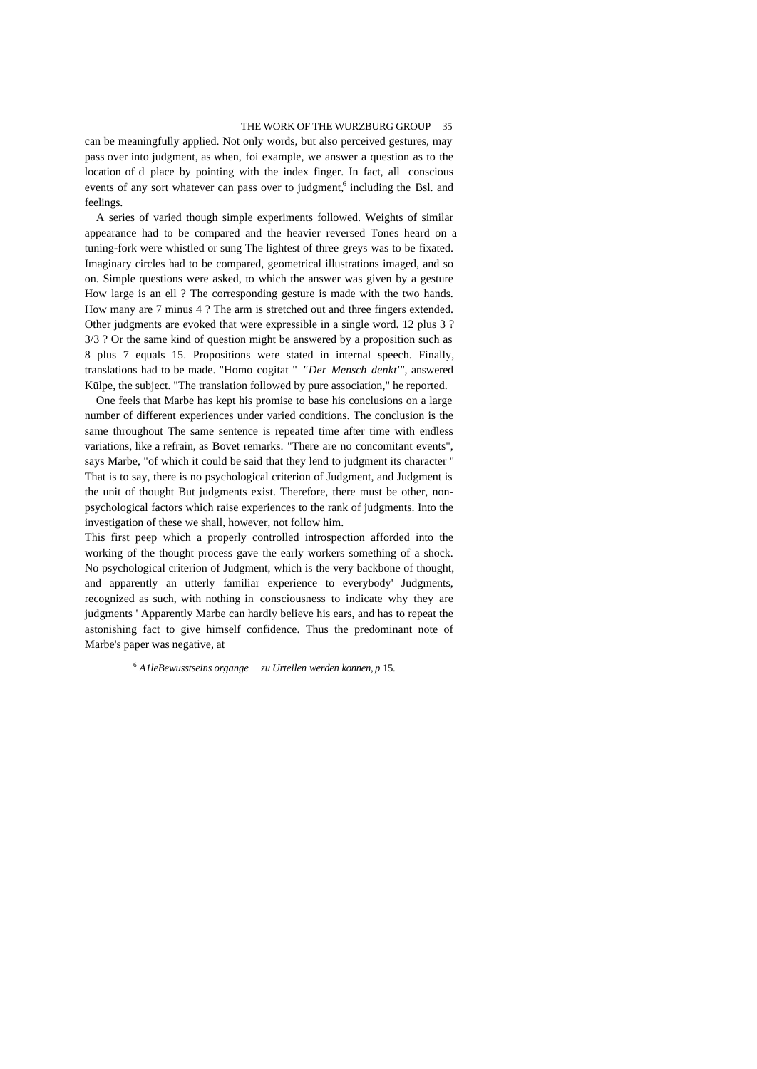can be meaningfully applied. Not only words, but also perceived gestures, may pass over into judgment, as when, foi example, we answer a question as to the location of d place by pointing with the index finger. In fact, all conscious events of any sort whatever can pass over to judgment,[6] including the Bsl. and feelings.

A series of varied though simple experiments followed. Weights of similar appearance had to be compared and the heavier reversed Tones heard on a tuning-fork were whistled or sung The lightest of three greys was to be fixated. Imaginary circles had to be compared, geometrical illustrations imaged, and so on. Simple questions were asked, to which the answer was given by a gesture How large is an ell ? The corresponding gesture is made with the two hands. How many are 7 minus 4 ? The arm is stretched out and three fingers extended. Other judgments are evoked that were expressible in a single word. 12 plus 3 ? 3/3 ? Or the same kind of question might be answered by a proposition such as 8 plus 7 equals 15. Propositions were stated in internal speech. Finally, translations had to be made. "Homo cogitat " *"Der Mensch denkt'"*, answered Külpe, the subject. "The translation followed by pure association," he reported.

One feels that Marbe has kept his promise to base his conclusions on a large number of different experiences under varied conditions. The conclusion is the same throughout The same sentence is repeated time after time with endless variations, like a refrain, as Bovet remarks. "There are no concomitant events", says Marbe, "of which it could be said that they lend to judgment its character " That is to say, there is no psychological criterion of Judgment, and Judgment is the unit of thought But judgments exist. Therefore, there must be other, non-psychological factors which raise experiences to the rank of judgments. Into the investigation of these we shall, however, not follow him.

This first peep which a properly controlled introspection afforded into the working of the thought process gave the early workers something of a shock. No psychological criterion of Judgment, which is the very backbone of thought, and apparently an utterly familiar experience to everybody' Judgments, recognized as such, with nothing in consciousness to indicate why they are judgments ' Apparently Marbe can hardly believe his ears, and has to repeat the astonishing fact to give himself confidence. Thus the predominant note of Marbe's paper was negative, at

[6] *A1leBewusstseins organge zu Urteilen werden konnen, p* 15.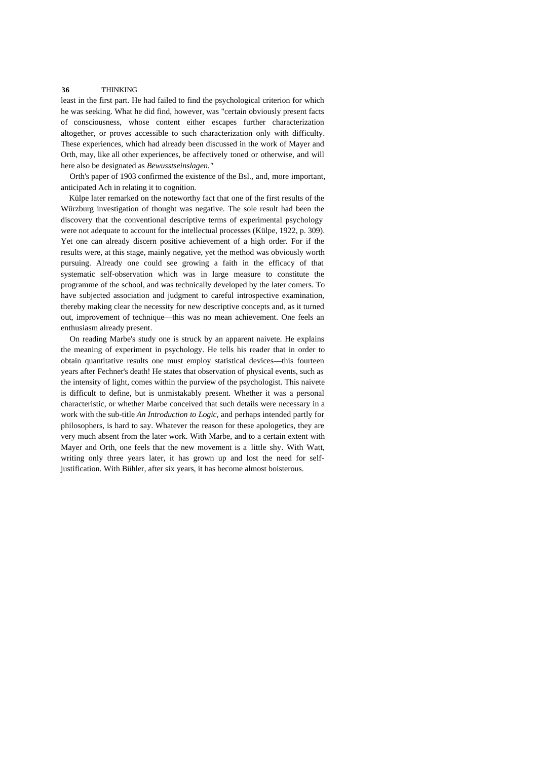least in the first part. He had failed to find the psychological criterion for which he was seeking. What he did find, however, was "certain obviously present facts of consciousness, whose content either escapes further characterization altogether, or proves accessible to such characterization only with difficulty. These experiences, which had already been discussed in the work of Mayer and Orth, may, like all other experiences, be affectively toned or otherwise, and will here also be designated as *Bewusstseinslagen."*

Orth's paper of 1903 confirmed the existence of the Bsl., and, more important, anticipated Ach in relating it to cognition.

Külpe later remarked on the noteworthy fact that one of the first results of the Würzburg investigation of thought was negative. The sole result had been the discovery that the conventional descriptive terms of experimental psychology were not adequate to account for the intellectual processes (Külpe, 1922, p. 309). Yet one can already discern positive achievement of a high order. For if the results were, at this stage, mainly negative, yet the method was obviously worth pursuing. Already one could see growing a faith in the efficacy of that systematic self-observation which was in large measure to constitute the programme of the school, and was technically developed by the later comers. To have subjected association and judgment to careful introspective examination, thereby making clear the necessity for new descriptive concepts and, as it turned out, improvement of technique—this was no mean achievement. One feels an enthusiasm already present.

On reading Marbe's study one is struck by an apparent naivete. He explains the meaning of experiment in psychology. He tells his reader that in order to obtain quantitative results one must employ statistical devices—this fourteen years after Fechner's death! He states that observation of physical events, such as the intensity of light, comes within the purview of the psychologist. This naivete is difficult to define, but is unmistakably present. Whether it was a personal characteristic, or whether Marbe conceived that such details were necessary in a work with the sub-title *An Introduction to Logic*, and perhaps intended partly for philosophers, is hard to say. Whatever the reason for these apologetics, they are very much absent from the later work. With Marbe, and to a certain extent with Mayer and Orth, one feels that the new movement is a little shy. With Watt, writing only three years later, it has grown up and lost the need for self-justification. With Bühler, after six years, it has become almost boisterous.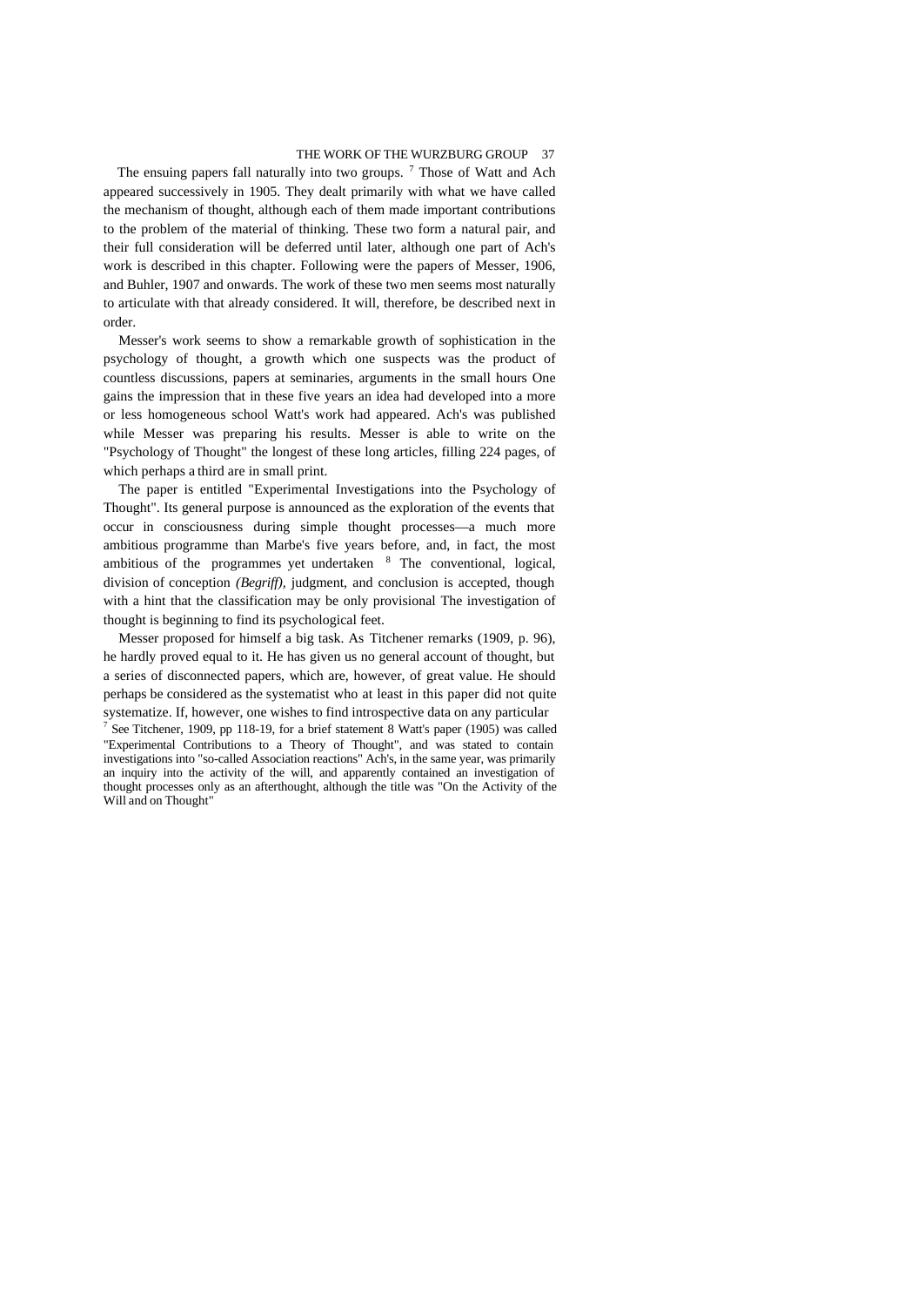The ensuing papers fall naturally into two groups. [7] Those of Watt and Ach appeared successively in 1905. They dealt primarily with what we have called the mechanism of thought, although each of them made important contributions to the problem of the material of thinking. These two form a natural pair, and their full consideration will be deferred until later, although one part of Ach's work is described in this chapter. Following were the papers of Messer, 1906, and Buhler, 1907 and onwards. The work of these two men seems most naturally to articulate with that already considered. It will, therefore, be described next in order.

Messer's work seems to show a remarkable growth of sophistication in the psychology of thought, a growth which one suspects was the product of countless discussions, papers at seminaries, arguments in the small hours One gains the impression that in these five years an idea had developed into a more or less homogeneous school Watt's work had appeared. Ach's was published while Messer was preparing his results. Messer is able to write on the "Psychology of Thought" the longest of these long articles, filling 224 pages, of which perhaps a third are in small print.

The paper is entitled "Experimental Investigations into the Psychology of Thought". Its general purpose is announced as the exploration of the events that occur in consciousness during simple thought processes—a much more ambitious programme than Marbe's five years before, and, in fact, the most ambitious of the programmes yet undertaken [8] The conventional, logical, division of conception *(Begriff),* judgment, and conclusion is accepted, though with a hint that the classification may be only provisional The investigation of thought is beginning to find its psychological feet.

Messer proposed for himself a big task. As Titchener remarks (1909, p. 96), he hardly proved equal to it. He has given us no general account of thought, but a series of disconnected papers, which are, however, of great value. He should perhaps be considered as the systematist who at least in this paper did not quite systematize. If, however, one wishes to find introspective data on any particular

[7] See Titchener, 1909, pp 118-19, for a brief statement [8] Watt's paper (1905) was called "Experimental Contributions to a Theory of Thought", and was stated to contain investigations into "so-called Association reactions" Ach's, in the same year, was primarily an inquiry into the activity of the will, and apparently contained an investigation of thought processes only as an afterthought, although the title was "On the Activity of the Will and on Thought"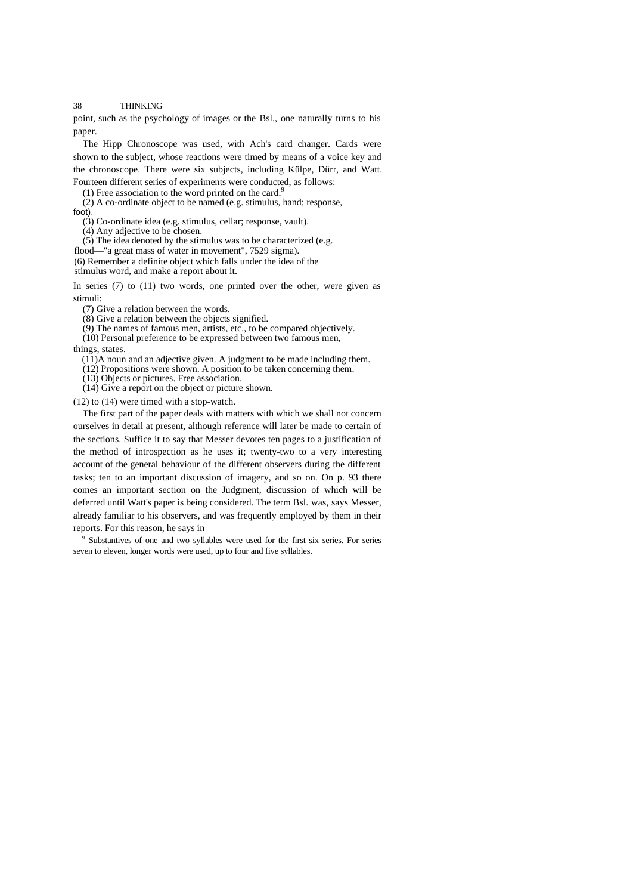point, such as the psychology of images or the Bsl., one naturally turns to his paper.

The Hipp Chronoscope was used, with Ach's card changer. Cards were shown to the subject, whose reactions were timed by means of a voice key and the chronoscope. There were six subjects, including Külpe, Dürr, and Watt. Fourteen different series of experiments were conducted, as follows:

(1) Free association to the word printed on the card.[9]

(2) A co-ordinate object to be named (e.g. stimulus, hand; response, foot).

(3) Co-ordinate idea (e.g. stimulus, cellar; response, vault).

(4) Any adjective to be chosen.

(5) The idea denoted by the stimulus was to be characterized (e.g. flood—"a great mass of water in movement", 7529 sigma).

(6) Remember a definite object which falls under the idea of the stimulus word, and make a report about it.

In series (7) to (11) two words, one printed over the other, were given as stimuli:

(7) Give a relation between the words.

(8) Give a relation between the objects signified.

(9) The names of famous men, artists, etc., to be compared objectively.

(10) Personal preference to be expressed between two famous men, things, states.

(11) A noun and an adjective given. A judgment to be made including them.

(12) Propositions were shown. A position to be taken concerning them.

(13) Objects or pictures. Free association.

(14) Give a report on the object or picture shown.

(12) to (14) were timed with a stop-watch.

The first part of the paper deals with matters with which we shall not concern ourselves in detail at present, although reference will later be made to certain of the sections. Suffice it to say that Messer devotes ten pages to a justification of the method of introspection as he uses it; twenty-two to a very interesting account of the general behaviour of the different observers during the different tasks; ten to an important discussion of imagery, and so on. On p. 93 there comes an important section on the Judgment, discussion of which will be deferred until Watt's paper is being considered. The term Bsl. was, says Messer, already familiar to his observers, and was frequently employed by them in their reports. For this reason, he says in

[9] Substantives of one and two syllables were used for the first six series. For series seven to eleven, longer words were used, up to four and five syllables.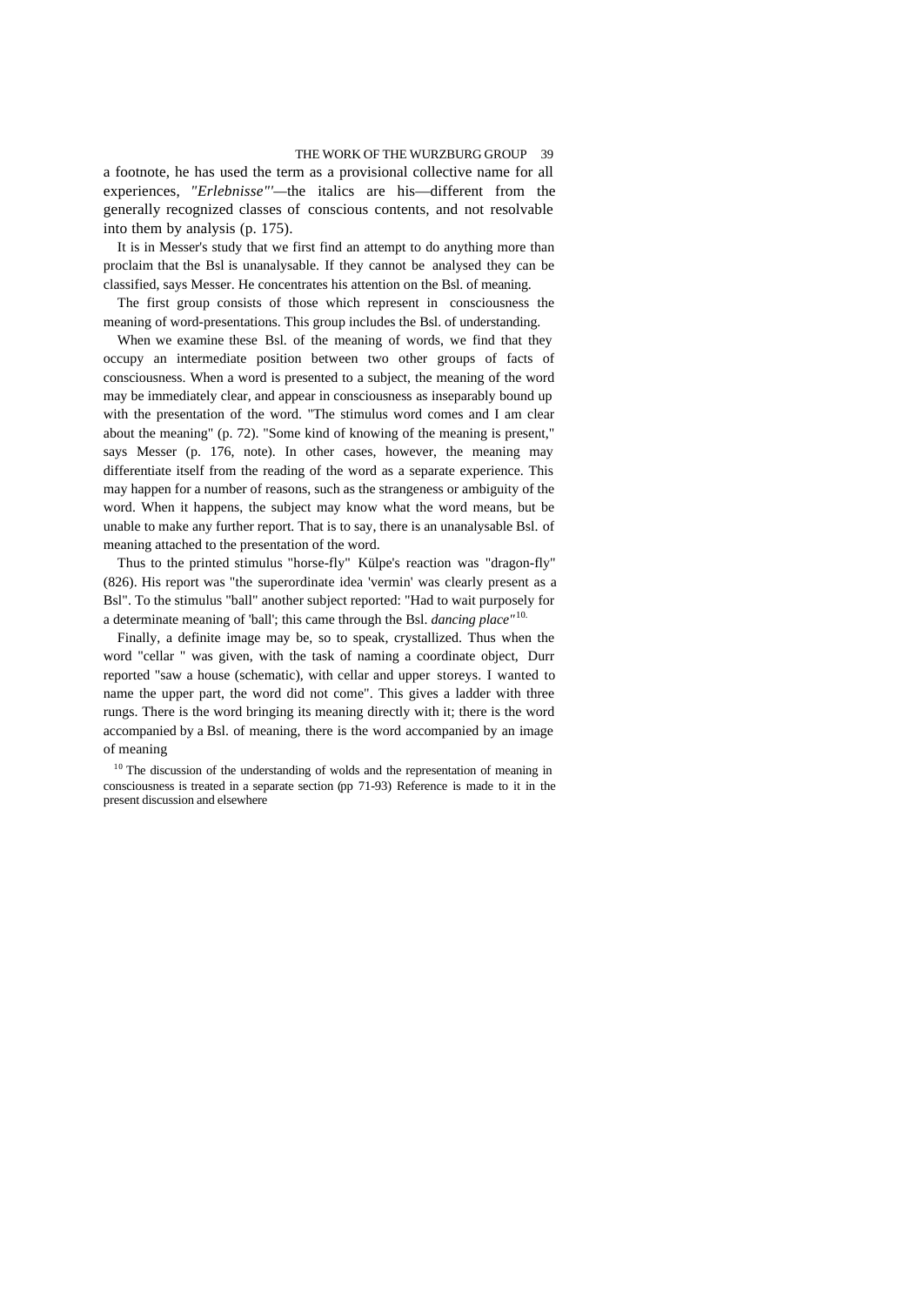a footnote, he has used the term as a provisional collective name for all experiences, *"Erlebnisse"'*—the italics are his—different from the generally recognized classes of conscious contents, and not resolvable into them by analysis (p. 175).

It is in Messer's study that we first find an attempt to do anything more than proclaim that the Bsl is unanalysable. If they cannot be analysed they can be classified, says Messer. He concentrates his attention on the Bsl. of meaning.

The first group consists of those which represent in consciousness the meaning of word-presentations. This group includes the Bsl. of understanding.

When we examine these Bsl. of the meaning of words, we find that they occupy an intermediate position between two other groups of facts of consciousness. When a word is presented to a subject, the meaning of the word may be immediately clear, and appear in consciousness as inseparably bound up with the presentation of the word. "The stimulus word comes and I am clear about the meaning" (p. 72). "Some kind of knowing of the meaning is present," says Messer (p. 176, note). In other cases, however, the meaning may differentiate itself from the reading of the word as a separate experience. This may happen for a number of reasons, such as the strangeness or ambiguity of the word. When it happens, the subject may know what the word means, but be unable to make any further report. That is to say, there is an unanalysable Bsl. of meaning attached to the presentation of the word.

Thus to the printed stimulus "horse-fly" Külpe's reaction was "dragon-fly" (826). His report was "the superordinate idea 'vermin' was clearly present as a Bsl". To the stimulus "ball" another subject reported: "Had to wait purposely for a determinate meaning of 'ball'; this came through the Bsl. *dancing place"*[10]

Finally, a definite image may be, so to speak, crystallized. Thus when the word "cellar " was given, with the task of naming a coordinate object, Durr reported "saw a house (schematic), with cellar and upper storeys. I wanted to name the upper part, the word did not come". This gives a ladder with three rungs. There is the word bringing its meaning directly with it; there is the word accompanied by a Bsl. of meaning, there is the word accompanied by an image of meaning

[10] The discussion of the understanding of wolds and the representation of meaning in consciousness is treated in a separate section (pp 71-93) Reference is made to it in the present discussion and elsewhere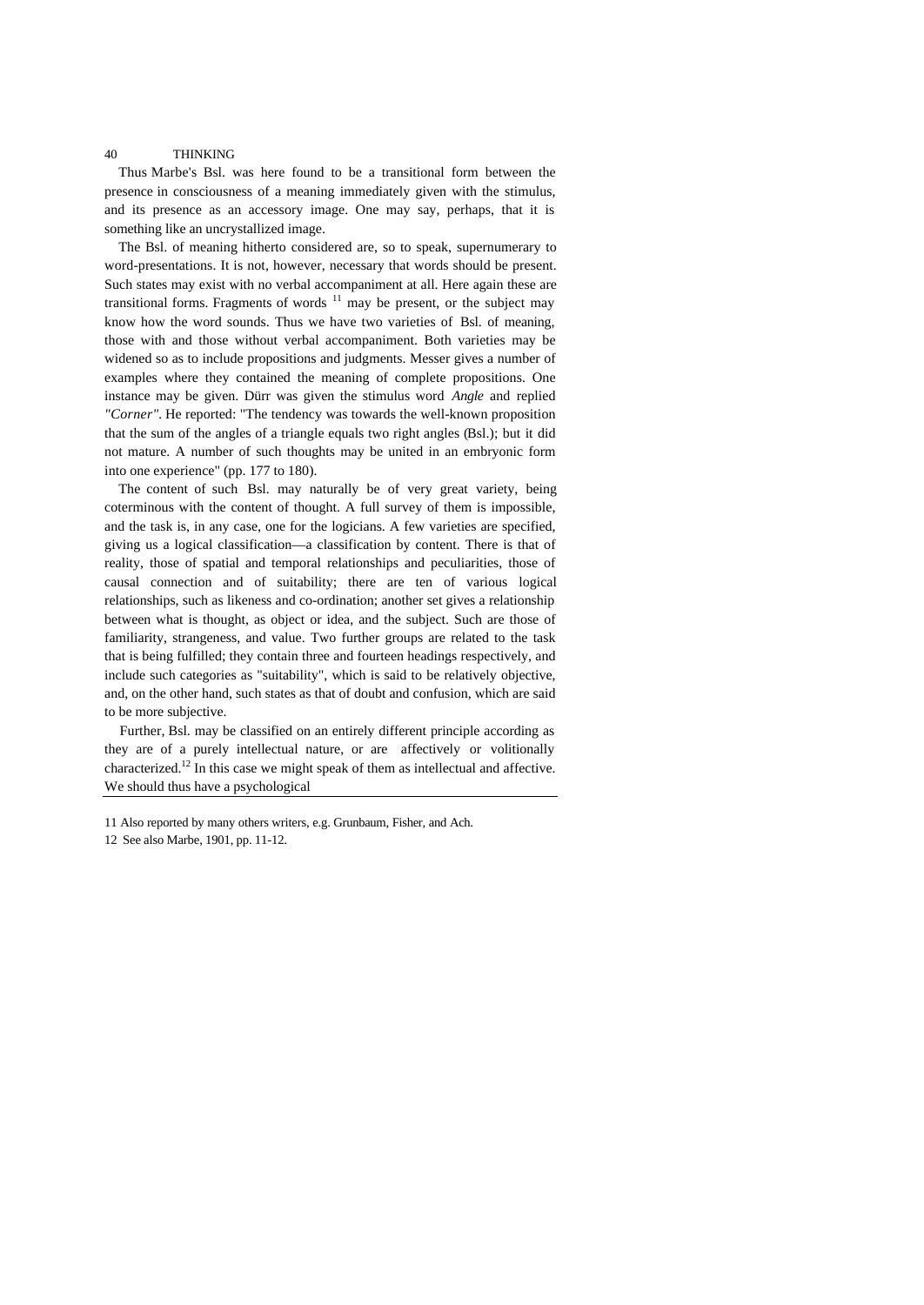Thus Marbe's Bsl. was here found to be a transitional form between the presence in consciousness of a meaning immediately given with the stimulus, and its presence as an accessory image. One may say, perhaps, that it is something like an uncrystallized image.

The Bsl. of meaning hitherto considered are, so to speak, supernumerary to word-presentations. It is not, however, necessary that words should be present. Such states may exist with no verbal accompaniment at all. Here again these are transitional forms. Fragments of words [11] may be present, or the subject may know how the word sounds. Thus we have two varieties of Bsl. of meaning, those with and those without verbal accompaniment. Both varieties may be widened so as to include propositions and judgments. Messer gives a number of examples where they contained the meaning of complete propositions. One instance may be given. Dürr was given the stimulus word *Angle* and replied *"Corner"*. He reported: "The tendency was towards the well-known proposition that the sum of the angles of a triangle equals two right angles (Bsl.); but it did not mature. A number of such thoughts may be united in an embryonic form into one experience" (pp. 177 to 180).

The content of such Bsl. may naturally be of very great variety, being coterminous with the content of thought. A full survey of them is impossible, and the task is, in any case, one for the logicians. A few varieties are specified, giving us a logical classification—a classification by content. There is that of reality, those of spatial and temporal relationships and peculiarities, those of causal connection and of suitability; there are ten of various logical relationships, such as likeness and co-ordination; another set gives a relationship between what is thought, as object or idea, and the subject. Such are those of familiarity, strangeness, and value. Two further groups are related to the task that is being fulfilled; they contain three and fourteen headings respectively, and include such categories as "suitability", which is said to be relatively objective, and, on the other hand, such states as that of doubt and confusion, which are said to be more subjective.

Further, Bsl. may be classified on an entirely different principle according as they are of a purely intellectual nature, or are affectively or volitionally characterized.[12] In this case we might speak of them as intellectual and affective. We should thus have a psychological

---

11 Also reported by many others writers, e.g. Grunbaum, Fisher, and Ach.

12 See also Marbe, 1901, pp. 11-12.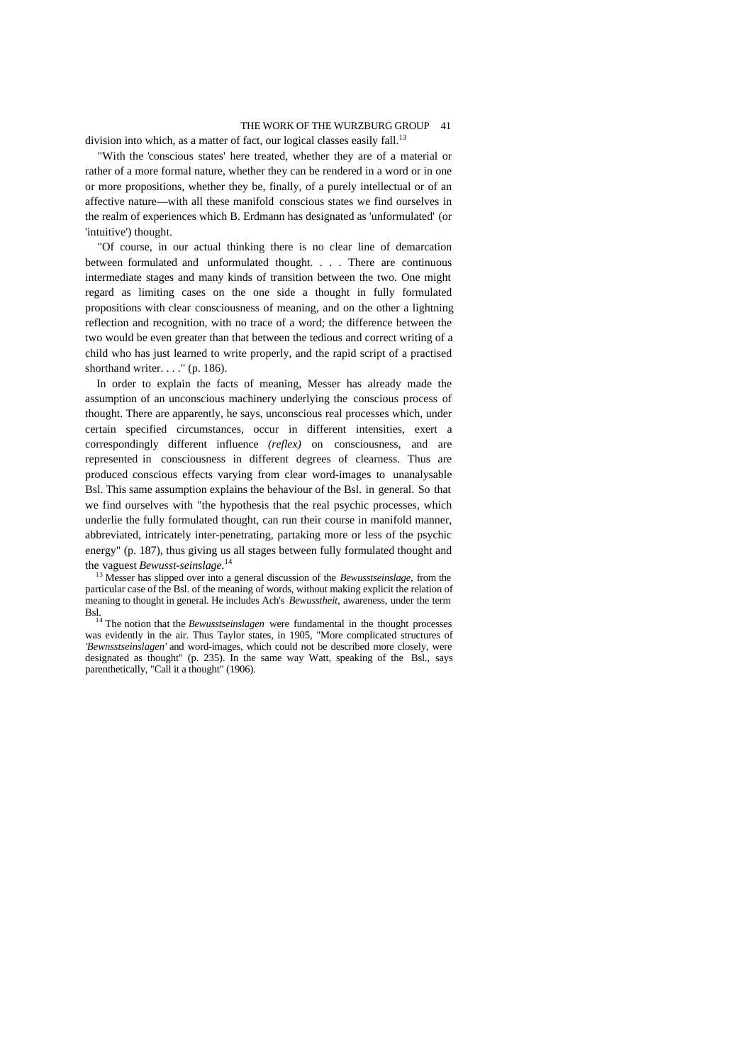division into which, as a matter of fact, our logical classes easily fall.[13]

"With the 'conscious states' here treated, whether they are of a material or rather of a more formal nature, whether they can be rendered in a word or in one or more propositions, whether they be, finally, of a purely intellectual or of an affective nature—with all these manifold conscious states we find ourselves in the realm of experiences which B. Erdmann has designated as 'unformulated' (or 'intuitive') thought.

"Of course, in our actual thinking there is no clear line of demarcation between formulated and unformulated thought. . . . There are continuous intermediate stages and many kinds of transition between the two. One might regard as limiting cases on the one side a thought in fully formulated propositions with clear consciousness of meaning, and on the other a lightning reflection and recognition, with no trace of a word; the difference between the two would be even greater than that between the tedious and correct writing of a child who has just learned to write properly, and the rapid script of a practised shorthand writer. . . ." (p. 186).

In order to explain the facts of meaning, Messer has already made the assumption of an unconscious machinery underlying the conscious process of thought. There are apparently, he says, unconscious real processes which, under certain specified circumstances, occur in different intensities, exert a correspondingly different influence *(reflex)* on consciousness, and are represented in consciousness in different degrees of clearness. Thus are produced conscious effects varying from clear word-images to unanalysable Bsl. This same assumption explains the behaviour of the Bsl. in general. So that we find ourselves with "the hypothesis that the real psychic processes, which underlie the fully formulated thought, can run their course in manifold manner, abbreviated, intricately inter-penetrating, partaking more or less of the psychic energy" (p. 187), thus giving us all stages between fully formulated thought and the vaguest *Bewusst-seinslage.*[14]

[13] Messer has slipped over into a general discussion of the *Bewusstseinslage,* from the particular case of the Bsl. of the meaning of words, without making explicit the relation of meaning to thought in general. He includes Ach's *Bewusstheit,* awareness, under the term Bsl.

[14] The notion that the *Bewusstseinslagen* were fundamental in the thought processes was evidently in the air. Thus Taylor states, in 1905, "More complicated structures of *'Bewnsstseinslagen'* and word-images, which could not be described more closely, were designated as thought" (p. 235). In the same way Watt, speaking of the Bsl., says parenthetically, "Call it a thought" (1906).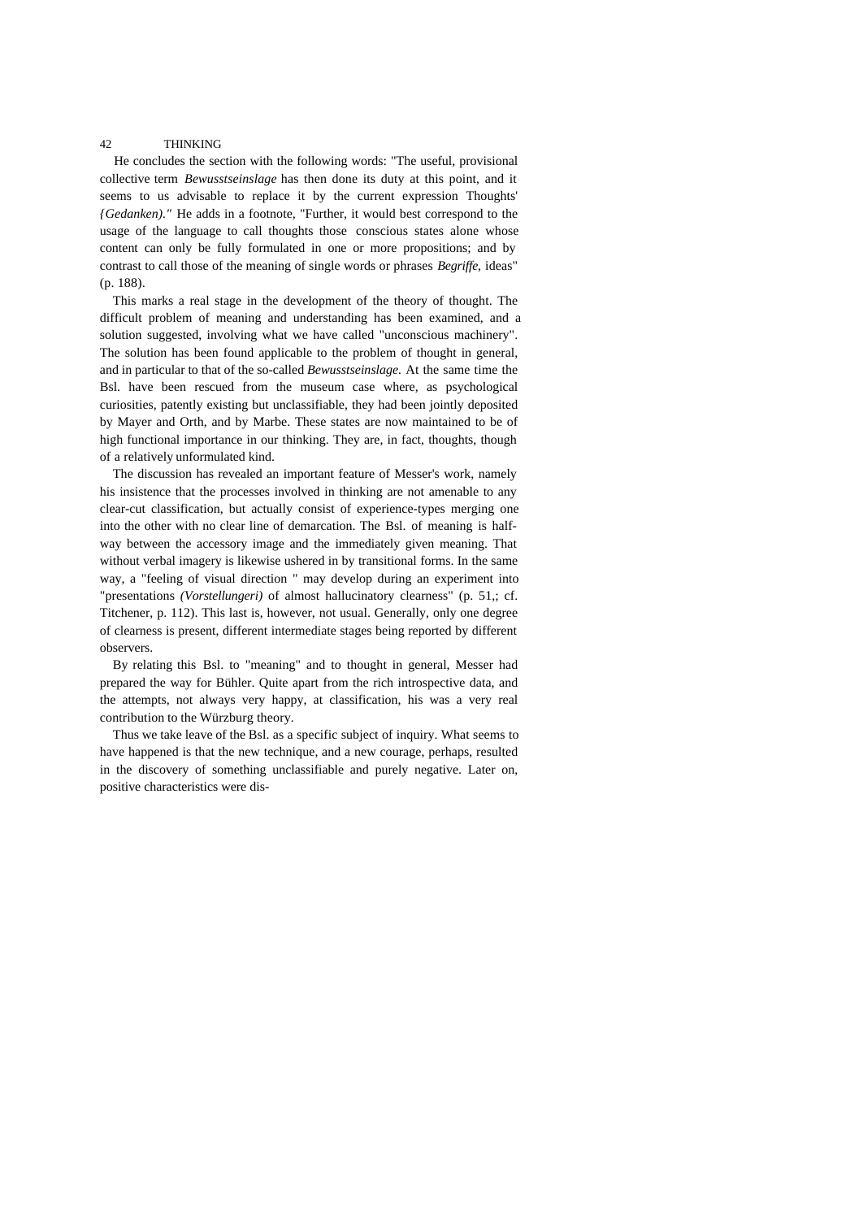He concludes the section with the following words: "The useful, provisional collective term *Bewusstseinslage* has then done its duty at this point, and it seems to us advisable to replace it by the current expression Thoughts' *{Gedanken)."* He adds in a footnote, "Further, it would best correspond to the usage of the language to call thoughts those conscious states alone whose content can only be fully formulated in one or more propositions; and by contrast to call those of the meaning of single words or phrases *Begriffe,* ideas" (p. 188).

This marks a real stage in the development of the theory of thought. The difficult problem of meaning and understanding has been examined, and a solution suggested, involving what we have called "unconscious machinery". The solution has been found applicable to the problem of thought in general, and in particular to that of the so-called *Bewusstseinslage.* At the same time the Bsl. have been rescued from the museum case where, as psychological curiosities, patently existing but unclassifiable, they had been jointly deposited by Mayer and Orth, and by Marbe. These states are now maintained to be of high functional importance in our thinking. They are, in fact, thoughts, though of a relatively unformulated kind.

The discussion has revealed an important feature of Messer's work, namely his insistence that the processes involved in thinking are not amenable to any clear-cut classification, but actually consist of experience-types merging one into the other with no clear line of demarcation. The Bsl. of meaning is half-way between the accessory image and the immediately given meaning. That without verbal imagery is likewise ushered in by transitional forms. In the same way, a "feeling of visual direction " may develop during an experiment into "presentations *(Vorstellungeri)* of almost hallucinatory clearness" (p. 51,; cf. Titchener, p. 112). This last is, however, not usual. Generally, only one degree of clearness is present, different intermediate stages being reported by different observers.

By relating this Bsl. to "meaning" and to thought in general, Messer had prepared the way for Bühler. Quite apart from the rich introspective data, and the attempts, not always very happy, at classification, his was a very real contribution to the Würzburg theory.

Thus we take leave of the Bsl. as a specific subject of inquiry. What seems to have happened is that the new technique, and a new courage, perhaps, resulted in the discovery of something unclassifiable and purely negative. Later on, positive characteristics were dis-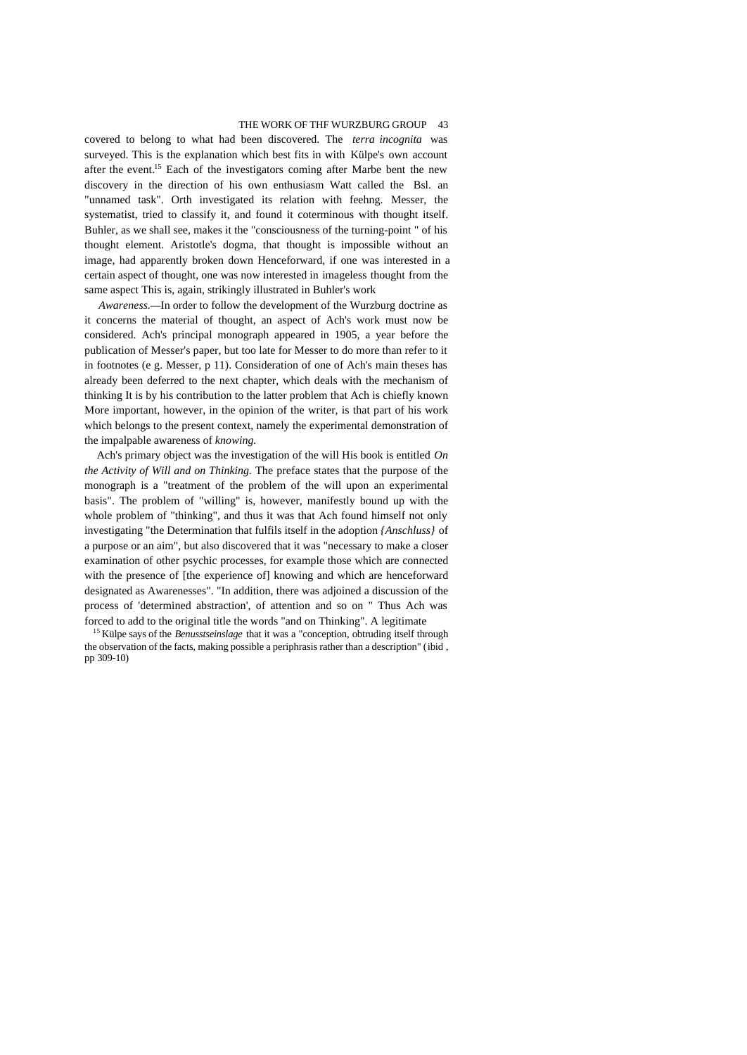covered to belong to what had been discovered. The *terra incognita* was surveyed. This is the explanation which best fits in with Külpe's own account after the event.[15] Each of the investigators coming after Marbe bent the new discovery in the direction of his own enthusiasm Watt called the Bsl. an "unnamed task". Orth investigated its relation with feehng. Messer, the systematist, tried to classify it, and found it coterminous with thought itself. Buhler, as we shall see, makes it the "consciousness of the turning-point " of his thought element. Aristotle's dogma, that thought is impossible without an image, had apparently broken down Henceforward, if one was interested in a certain aspect of thought, one was now interested in imageless thought from the same aspect This is, again, strikingly illustrated in Buhler's work

*Awareness.*—In order to follow the development of the Wurzburg doctrine as it concerns the material of thought, an aspect of Ach's work must now be considered. Ach's principal monograph appeared in 1905, a year before the publication of Messer's paper, but too late for Messer to do more than refer to it in footnotes (e g. Messer, p 11). Consideration of one of Ach's main theses has already been deferred to the next chapter, which deals with the mechanism of thinking It is by his contribution to the latter problem that Ach is chiefly known More important, however, in the opinion of the writer, is that part of his work which belongs to the present context, namely the experimental demonstration of the impalpable awareness of *knowing.*

Ach's primary object was the investigation of the will His book is entitled *On the Activity of Will and on Thinking.* The preface states that the purpose of the monograph is a "treatment of the problem of the will upon an experimental basis". The problem of "willing" is, however, manifestly bound up with the whole problem of "thinking", and thus it was that Ach found himself not only investigating "the Determination that fulfils itself in the adoption *{Anschluss}* of a purpose or an aim", but also discovered that it was "necessary to make a closer examination of other psychic processes, for example those which are connected with the presence of [the experience of] knowing and which are henceforward designated as Awarenesses". "In addition, there was adjoined a discussion of the process of 'determined abstraction', of attention and so on " Thus Ach was forced to add to the original title the words "and on Thinking". A legitimate

[15] Külpe says of the *Benusstseinslage* that it was a "conception, obtruding itself through the observation of the facts, making possible a periphrasis rather than a description" (ibid , pp 309-10)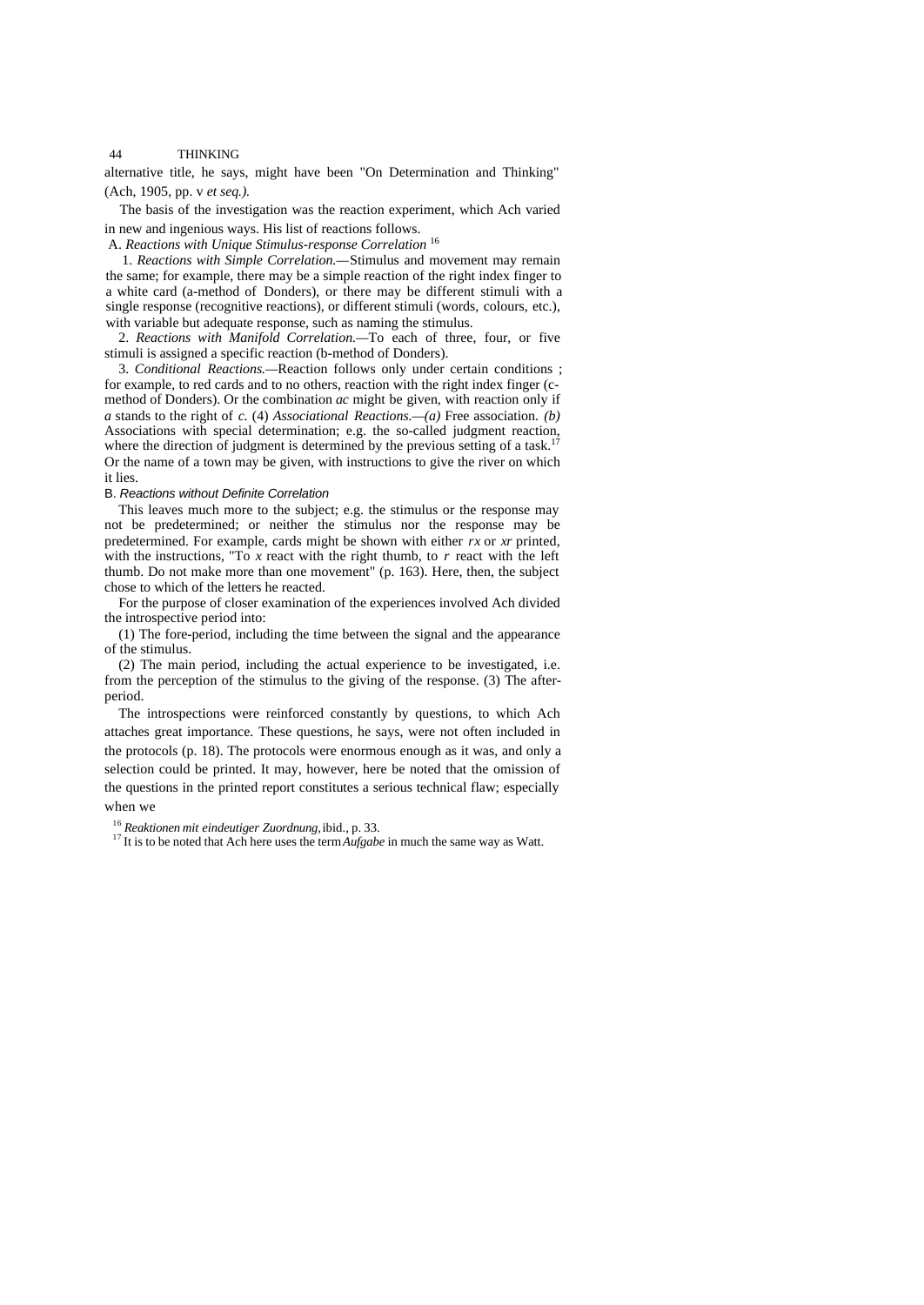alternative title, he says, might have been "On Determination and Thinking" (Ach, 1905, pp. v *et seq.).*

The basis of the investigation was the reaction experiment, which Ach varied in new and ingenious ways. His list of reactions follows.

A. *Reactions with Unique Stimulus-response Correlation* [16]

1. *Reactions with Simple Correlation.*—Stimulus and movement may remain the same; for example, there may be a simple reaction of the right index finger to a white card (a-method of Donders), or there may be different stimuli with a single response (recognitive reactions), or different stimuli (words, colours, etc.), with variable but adequate response, such as naming the stimulus.

2. *Reactions with Manifold Correlation.*—To each of three, four, or five stimuli is assigned a specific reaction (b-method of Donders).

3. *Conditional Reactions.*—Reaction follows only under certain conditions ; for example, to red cards and to no others, reaction with the right index finger (c-method of Donders). Or the combination *ac* might be given, with reaction only if *a* stands to the right of *c.* (4) *Associational Reactions.*—*(a)* Free association. *(b)* Associations with special determination; e.g. the so-called judgment reaction, where the direction of judgment is determined by the previous setting of a task.[17] Or the name of a town may be given, with instructions to give the river on which it lies.

B. *Reactions without Definite Correlation*

This leaves much more to the subject; e.g. the stimulus or the response may not be predetermined; or neither the stimulus nor the response may be predetermined. For example, cards might be shown with either *rx* or *xr* printed, with the instructions, "To *x* react with the right thumb, to *r* react with the left thumb. Do not make more than one movement" (p. 163). Here, then, the subject chose to which of the letters he reacted.

For the purpose of closer examination of the experiences involved Ach divided the introspective period into:

(1) The fore-period, including the time between the signal and the appearance of the stimulus.

(2) The main period, including the actual experience to be investigated, i.e. from the perception of the stimulus to the giving of the response. (3) The after-period.

The introspections were reinforced constantly by questions, to which Ach attaches great importance. These questions, he says, were not often included in the protocols (p. 18). The protocols were enormous enough as it was, and only a selection could be printed. It may, however, here be noted that the omission of the questions in the printed report constitutes a serious technical flaw; especially when we

[16] *Reaktionen mit eindeutiger Zuordnung,* ibid., p. 33.

[17] It is to be noted that Ach here uses the term *Aufgabe* in much the same way as Watt.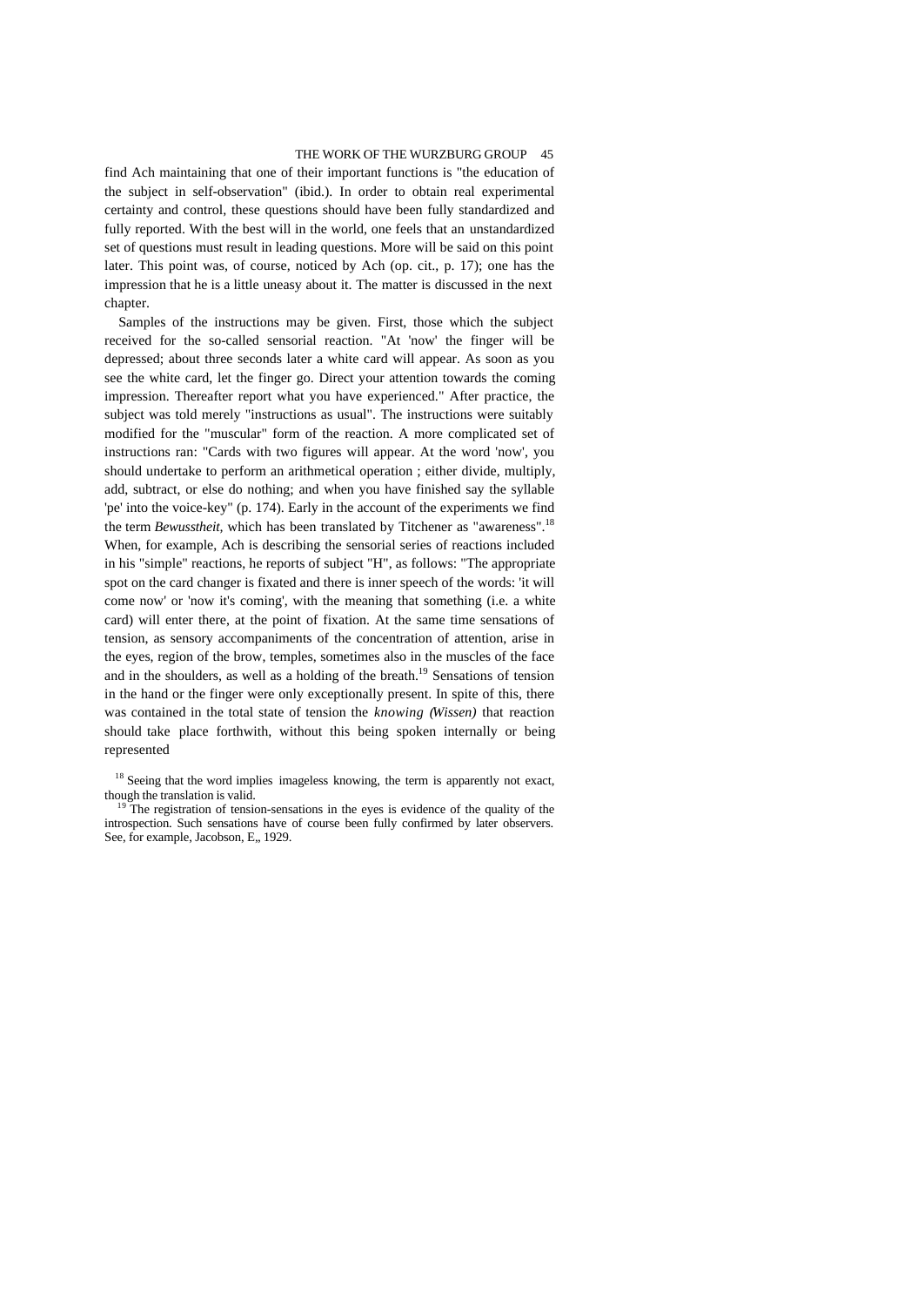find Ach maintaining that one of their important functions is "the education of the subject in self-observation" (ibid.). In order to obtain real experimental certainty and control, these questions should have been fully standardized and fully reported. With the best will in the world, one feels that an unstandardized set of questions must result in leading questions. More will be said on this point later. This point was, of course, noticed by Ach (op. cit., p. 17); one has the impression that he is a little uneasy about it. The matter is discussed in the next chapter.

Samples of the instructions may be given. First, those which the subject received for the so-called sensorial reaction. "At 'now' the finger will be depressed; about three seconds later a white card will appear. As soon as you see the white card, let the finger go. Direct your attention towards the coming impression. Thereafter report what you have experienced." After practice, the subject was told merely "instructions as usual". The instructions were suitably modified for the "muscular" form of the reaction. A more complicated set of instructions ran: "Cards with two figures will appear. At the word 'now', you should undertake to perform an arithmetical operation ; either divide, multiply, add, subtract, or else do nothing; and when you have finished say the syllable 'pe' into the voice-key" (p. 174). Early in the account of the experiments we find the term *Bewusstheit,* which has been translated by Titchener as "awareness".[18] When, for example, Ach is describing the sensorial series of reactions included in his "simple" reactions, he reports of subject "H", as follows: "The appropriate spot on the card changer is fixated and there is inner speech of the words: 'it will come now' or 'now it's coming', with the meaning that something (i.e. a white card) will enter there, at the point of fixation. At the same time sensations of tension, as sensory accompaniments of the concentration of attention, arise in the eyes, region of the brow, temples, sometimes also in the muscles of the face and in the shoulders, as well as a holding of the breath.[19] Sensations of tension in the hand or the finger were only exceptionally present. In spite of this, there was contained in the total state of tension the *knowing (Wissen)* that reaction should take place forthwith, without this being spoken internally or being represented

[18] Seeing that the word implies imageless knowing, the term is apparently not exact, though the translation is valid.

[19] The registration of tension-sensations in the eyes is evidence of the quality of the introspection. Such sensations have of course been fully confirmed by later observers. See, for example, Jacobson, E,, 1929.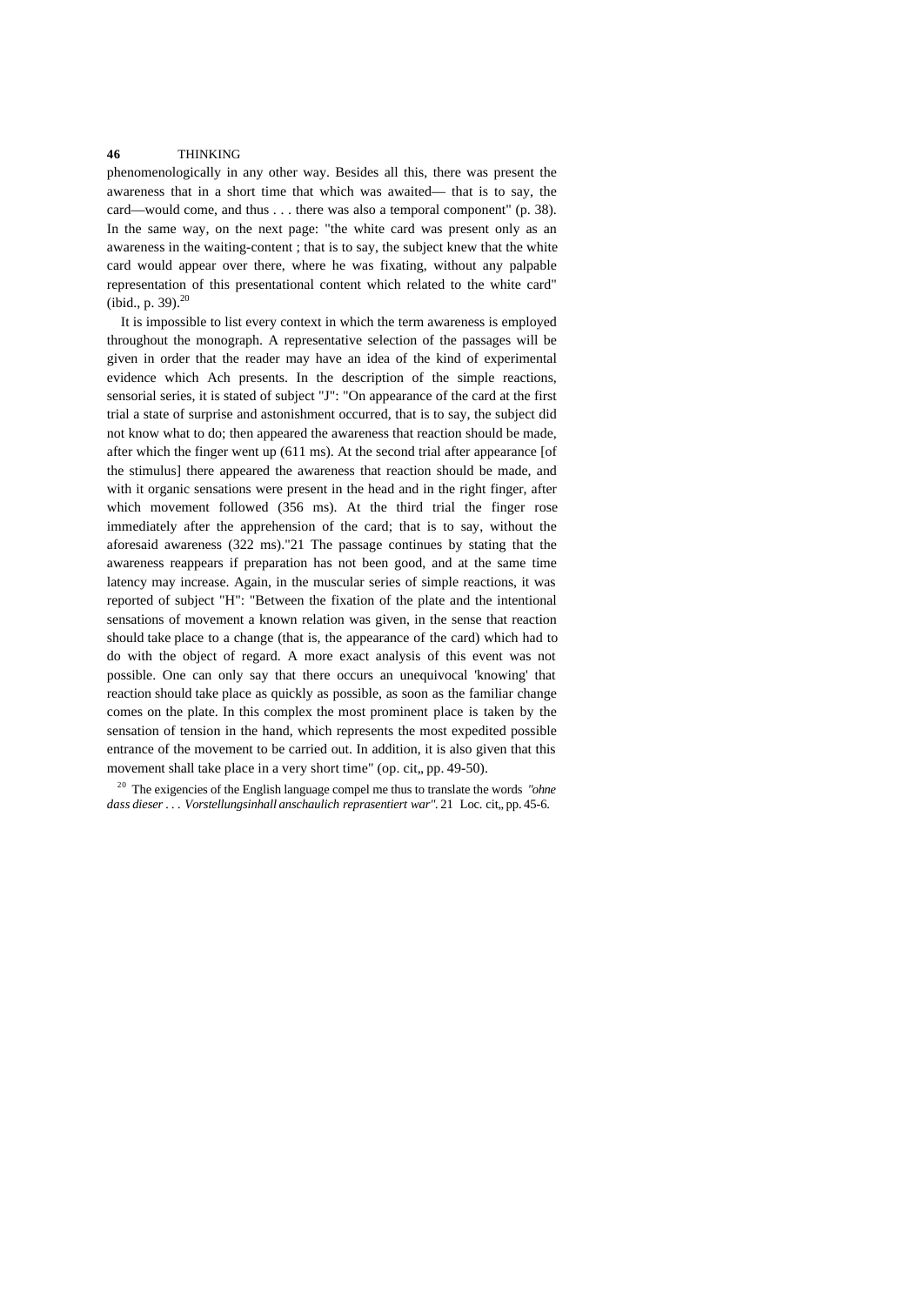phenomenologically in any other way. Besides all this, there was present the awareness that in a short time that which was awaited— that is to say, the card—would come, and thus . . . there was also a temporal component" (p. 38). In the same way, on the next page: "the white card was present only as an awareness in the waiting-content ; that is to say, the subject knew that the white card would appear over there, where he was fixating, without any palpable representation of this presentational content which related to the white card" (ibid., p. 39).[20]

It is impossible to list every context in which the term awareness is employed throughout the monograph. A representative selection of the passages will be given in order that the reader may have an idea of the kind of experimental evidence which Ach presents. In the description of the simple reactions, sensorial series, it is stated of subject "J": "On appearance of the card at the first trial a state of surprise and astonishment occurred, that is to say, the subject did not know what to do; then appeared the awareness that reaction should be made, after which the finger went up (611 ms). At the second trial after appearance [of the stimulus] there appeared the awareness that reaction should be made, and with it organic sensations were present in the head and in the right finger, after which movement followed (356 ms). At the third trial the finger rose immediately after the apprehension of the card; that is to say, without the aforesaid awareness (322 ms)."21 The passage continues by stating that the awareness reappears if preparation has not been good, and at the same time latency may increase. Again, in the muscular series of simple reactions, it was reported of subject "H": "Between the fixation of the plate and the intentional sensations of movement a known relation was given, in the sense that reaction should take place to a change (that is, the appearance of the card) which had to do with the object of regard. A more exact analysis of this event was not possible. One can only say that there occurs an unequivocal 'knowing' that reaction should take place as quickly as possible, as soon as the familiar change comes on the plate. In this complex the most prominent place is taken by the sensation of tension in the hand, which represents the most expedited possible entrance of the movement to be carried out. In addition, it is also given that this movement shall take place in a very short time" (op. cit,, pp. 49-50).

[20] The exigencies of the English language compel me thus to translate the words *"ohne dass dieser . . . Vorstellungsinhall anschaulich reprasentiert war"*. 21 Loc. cit,, pp. 45-6.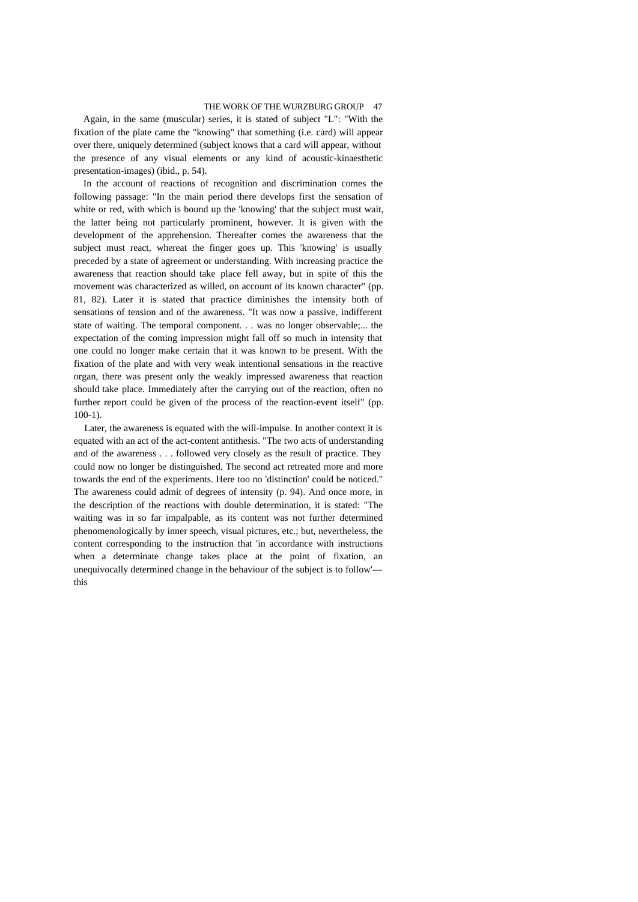Again, in the same (muscular) series, it is stated of subject "L": "With the fixation of the plate came the "knowing" that something (i.e. card) will appear over there, uniquely determined (subject knows that a card will appear, without the presence of any visual elements or any kind of acoustic-kinaesthetic presentation-images) (ibid., p. 54).

In the account of reactions of recognition and discrimination comes the following passage: "In the main period there develops first the sensation of white or red, with which is bound up the 'knowing' that the subject must wait, the latter being not particularly prominent, however. It is given with the development of the apprehension. Thereafter comes the awareness that the subject must react, whereat the finger goes up. This 'knowing' is usually preceded by a state of agreement or understanding. With increasing practice the awareness that reaction should take place fell away, but in spite of this the movement was characterized as willed, on account of its known character" (pp. 81, 82). Later it is stated that practice diminishes the intensity both of sensations of tension and of the awareness. "It was now a passive, indifferent state of waiting. The temporal component. . . was no longer observable;... the expectation of the coming impression might fall off so much in intensity that one could no longer make certain that it was known to be present. With the fixation of the plate and with very weak intentional sensations in the reactive organ, there was present only the weakly impressed awareness that reaction should take place. Immediately after the carrying out of the reaction, often no further report could be given of the process of the reaction-event itself" (pp. 100-1).

Later, the awareness is equated with the will-impulse. In another context it is equated with an act of the act-content antithesis. "The two acts of understanding and of the awareness . . . followed very closely as the result of practice. They could now no longer be distinguished. The second act retreated more and more towards the end of the experiments. Here too no 'distinction' could be noticed." The awareness could admit of degrees of intensity (p. 94). And once more, in the description of the reactions with double determination, it is stated: "The waiting was in so far impalpable, as its content was not further determined phenomenologically by inner speech, visual pictures, etc.; but, nevertheless, the content corresponding to the instruction that 'in accordance with instructions when a determinate change takes place at the point of fixation, an unequivocally determined change in the behaviour of the subject is to follow'—this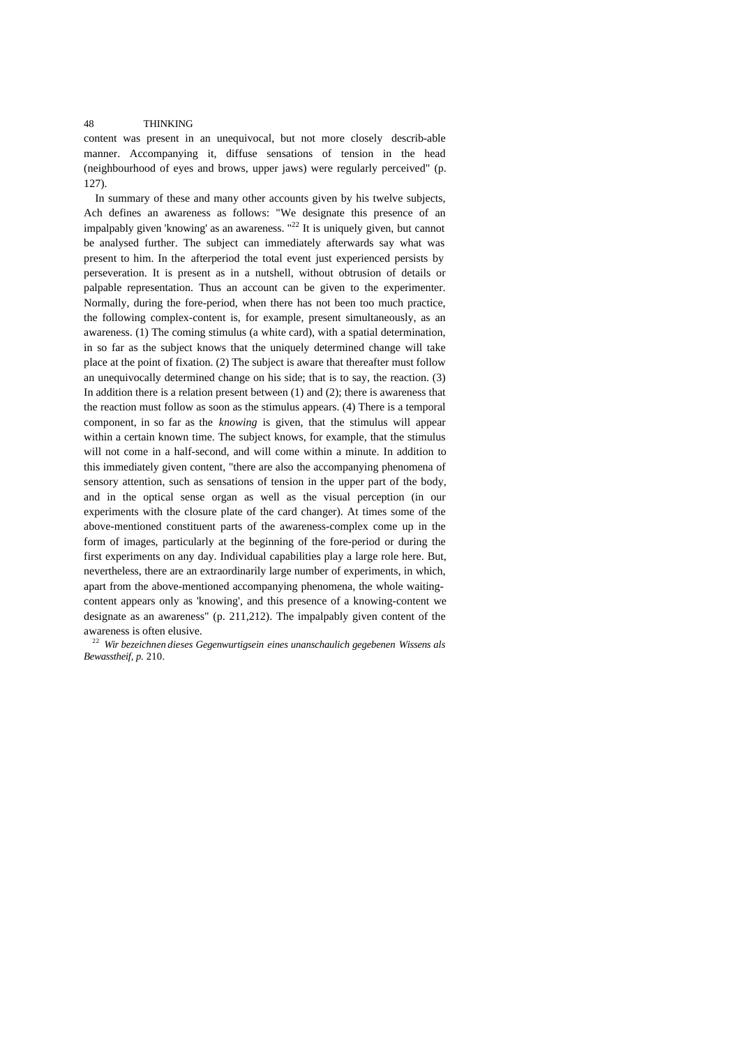content was present in an unequivocal, but not more closely describ-able manner. Accompanying it, diffuse sensations of tension in the head (neighbourhood of eyes and brows, upper jaws) were regularly perceived" (p. 127).

In summary of these and many other accounts given by his twelve subjects, Ach defines an awareness as follows: "We designate this presence of an impalpably given 'knowing' as an awareness. "[22] It is uniquely given, but cannot be analysed further. The subject can immediately afterwards say what was present to him. In the afterperiod the total event just experienced persists by perseveration. It is present as in a nutshell, without obtrusion of details or palpable representation. Thus an account can be given to the experimenter. Normally, during the fore-period, when there has not been too much practice, the following complex-content is, for example, present simultaneously, as an awareness. (1) The coming stimulus (a white card), with a spatial determination, in so far as the subject knows that the uniquely determined change will take place at the point of fixation. (2) The subject is aware that thereafter must follow an unequivocally determined change on his side; that is to say, the reaction. (3) In addition there is a relation present between (1) and (2); there is awareness that the reaction must follow as soon as the stimulus appears. (4) There is a temporal component, in so far as the *knowing* is given, that the stimulus will appear within a certain known time. The subject knows, for example, that the stimulus will not come in a half-second, and will come within a minute. In addition to this immediately given content, "there are also the accompanying phenomena of sensory attention, such as sensations of tension in the upper part of the body, and in the optical sense organ as well as the visual perception (in our experiments with the closure plate of the card changer). At times some of the above-mentioned constituent parts of the awareness-complex come up in the form of images, particularly at the beginning of the fore-period or during the first experiments on any day. Individual capabilities play a large role here. But, nevertheless, there are an extraordinarily large number of experiments, in which, apart from the above-mentioned accompanying phenomena, the whole waiting-content appears only as 'knowing', and this presence of a knowing-content we designate as an awareness" (p. 211,212). The impalpably given content of the awareness is often elusive.

[22] *Wir bezeichnen dieses Gegenwurtigsein eines unanschaulich gegebenen Wissens als Bewasstheif, p.* 210.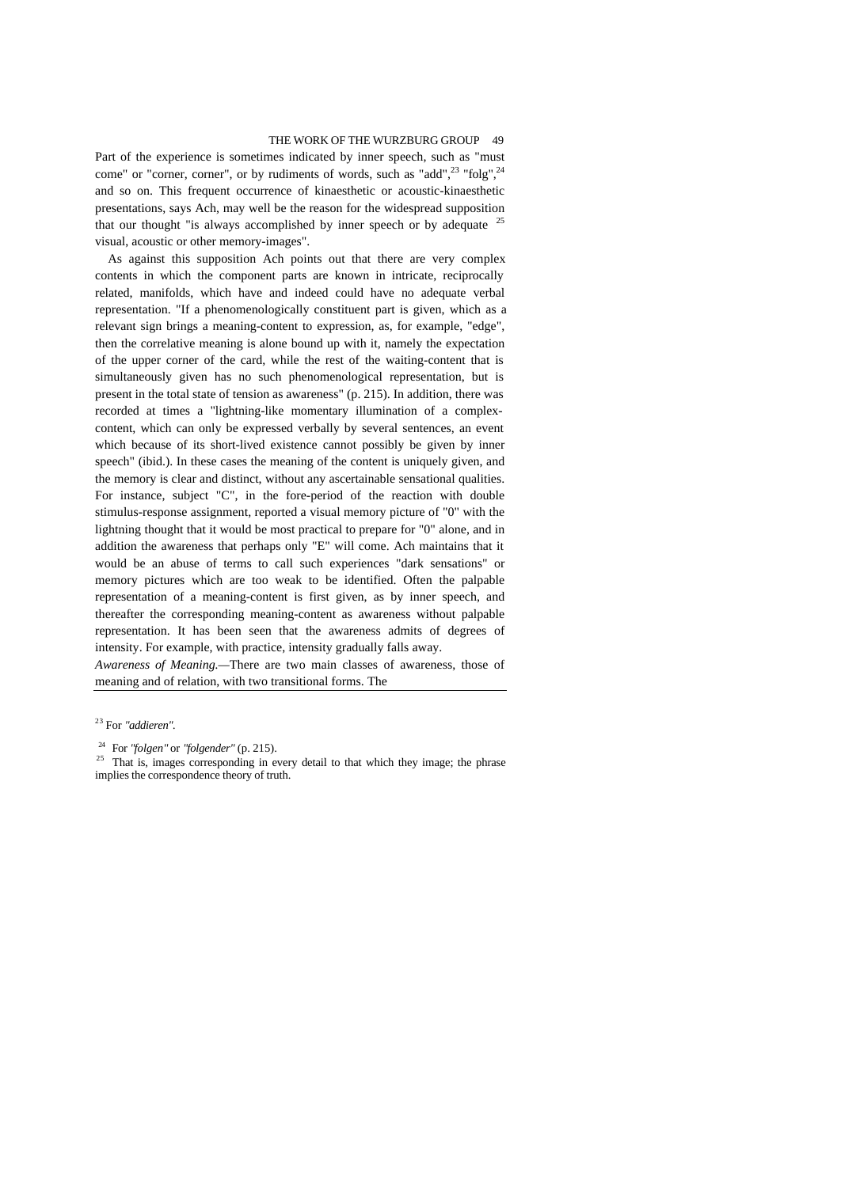Part of the experience is sometimes indicated by inner speech, such as "must come" or "corner, corner", or by rudiments of words, such as "add",[23] "folg",[24] and so on. This frequent occurrence of kinaesthetic or acoustic-kinaesthetic presentations, says Ach, may well be the reason for the widespread supposition that our thought "is always accomplished by inner speech or by adequate [25] visual, acoustic or other memory-images".

As against this supposition Ach points out that there are very complex contents in which the component parts are known in intricate, reciprocally related, manifolds, which have and indeed could have no adequate verbal representation. "If a phenomenologically constituent part is given, which as a relevant sign brings a meaning-content to expression, as, for example, "edge", then the correlative meaning is alone bound up with it, namely the expectation of the upper corner of the card, while the rest of the waiting-content that is simultaneously given has no such phenomenological representation, but is present in the total state of tension as awareness" (p. 215). In addition, there was recorded at times a "lightning-like momentary illumination of a complex-content, which can only be expressed verbally by several sentences, an event which because of its short-lived existence cannot possibly be given by inner speech" (ibid.). In these cases the meaning of the content is uniquely given, and the memory is clear and distinct, without any ascertainable sensational qualities. For instance, subject "C", in the fore-period of the reaction with double stimulus-response assignment, reported a visual memory picture of "0" with the lightning thought that it would be most practical to prepare for "0" alone, and in addition the awareness that perhaps only "E" will come. Ach maintains that it would be an abuse of terms to call such experiences "dark sensations" or memory pictures which are too weak to be identified. Often the palpable representation of a meaning-content is first given, as by inner speech, and thereafter the corresponding meaning-content as awareness without palpable representation. It has been seen that the awareness admits of degrees of intensity. For example, with practice, intensity gradually falls away.

*Awareness of Meaning*.—There are two main classes of awareness, those of meaning and of relation, with two transitional forms. The

---

[23] For *"addieren"*.

[24] For *"folgen"* or *"folgender"* (p. 215).

[25] That is, images corresponding in every detail to that which they image; the phrase implies the correspondence theory of truth.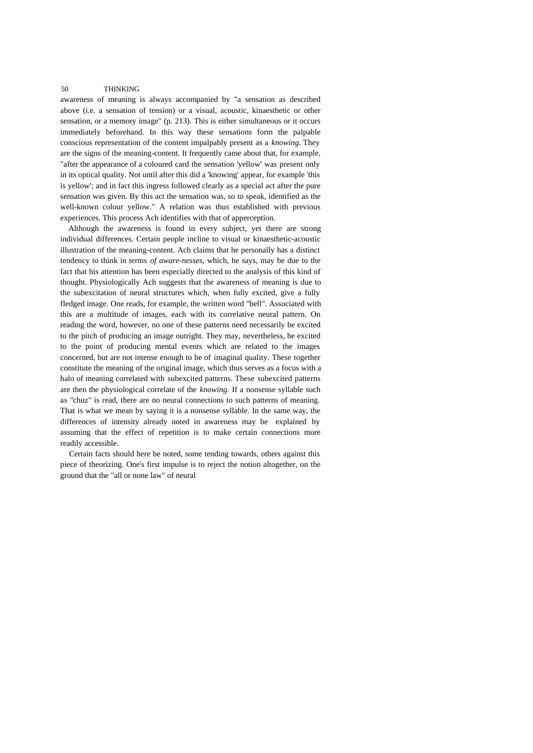awareness of meaning is always accompanied by "a sensation as described above (i.e. a sensation of tension) or a visual, acoustic, kinaesthetic or other sensation, or a memory image" (p. 213). This is either simultaneous or it occurs immediately beforehand. In this way these sensations form the palpable conscious representation of the content impalpably present as a *knowing.* They are the signs of the meaning-content. It frequently came about that, for example, "after the appearance of a coloured card the sensation 'yellow' was present only in its optical quality. Not until after this did a 'knowing' appear, for example 'this is yellow'; and in fact this ingress followed clearly as a special act after the pure sensation was given. By this act the sensation was, so to speak, identified as the well-known colour yellow." A relation was thus established with previous experiences. This process Ach identifies with that of apperception.

Although the awareness is found in every subject, yet there are strong individual differences. Certain people incline to visual or kinaesthetic-acoustic illustration of the meaning-content. Ach claims that he personally has a distinct tendency to think in terms *of aware-nesses,* which, he says, may be due to the fact that his attention has been especially directed to the analysis of this kind of thought. Physiologically Ach suggests that the awareness of meaning is due to the subexcitation of neural structures which, when fully excited, give a fully fledged image. One reads, for example, the written word "bell". Associated with this are a multitude of images, each with its correlative neural pattern. On reading the word, however, no one of these patterns need necessarily be excited to the pitch of producing an image outright. They may, nevertheless, be excited to the point of producing mental events which are related to the images concerned, but are not intense enough to be of imaginal quality. These together constitute the meaning of the original image, which thus serves as a focus with a halo of meaning correlated with subexcited patterns. These subexcited patterns are then the physiological correlate of the *knowing.* If a nonsense syllable such as "chuz" is read, there are no neural connections to such patterns of meaning. That is what we mean by saying it is a nonsense syllable. In the same way, the differences of intensity already noted in awareness may be explained by assuming that the effect of repetition is to make certain connections more readily accessible.

Certain facts should here be noted, some tending towards, others against this piece of theorizing. One's first impulse is to reject the notion altogether, on the ground that the "all or none law" of neural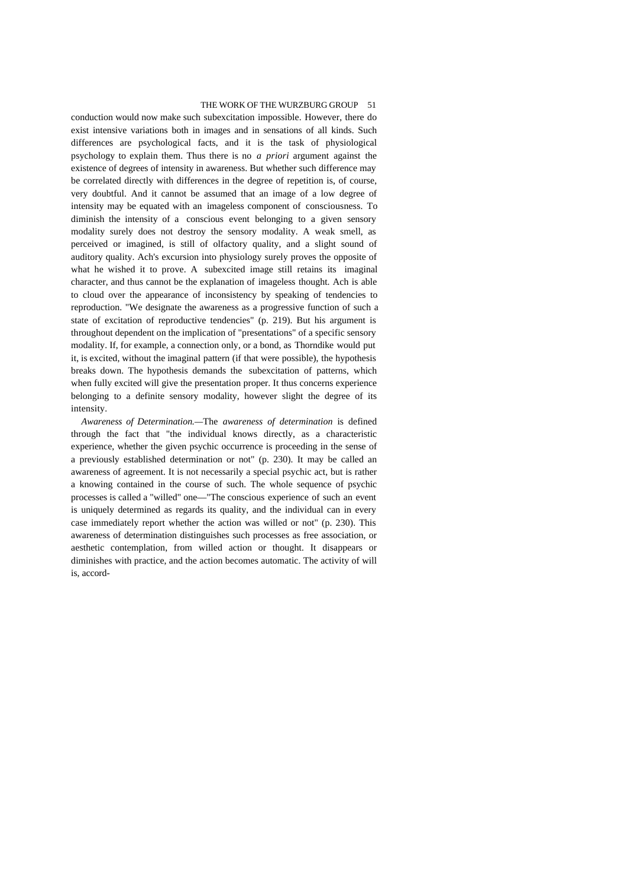conduction would now make such subexcitation impossible. However, there do exist intensive variations both in images and in sensations of all kinds. Such differences are psychological facts, and it is the task of physiological psychology to explain them. Thus there is no *a priori* argument against the existence of degrees of intensity in awareness. But whether such difference may be correlated directly with differences in the degree of repetition is, of course, very doubtful. And it cannot be assumed that an image of a low degree of intensity may be equated with an imageless component of consciousness. To diminish the intensity of a conscious event belonging to a given sensory modality surely does not destroy the sensory modality. A weak smell, as perceived or imagined, is still of olfactory quality, and a slight sound of auditory quality. Ach's excursion into physiology surely proves the opposite of what he wished it to prove. A subexcited image still retains its imaginal character, and thus cannot be the explanation of imageless thought. Ach is able to cloud over the appearance of inconsistency by speaking of tendencies to reproduction. "We designate the awareness as a progressive function of such a state of excitation of reproductive tendencies" (p. 219). But his argument is throughout dependent on the implication of "presentations" of a specific sensory modality. If, for example, a connection only, or a bond, as Thorndike would put it, is excited, without the imaginal pattern (if that were possible), the hypothesis breaks down. The hypothesis demands the subexcitation of patterns, which when fully excited will give the presentation proper. It thus concerns experience belonging to a definite sensory modality, however slight the degree of its intensity.

*Awareness of Determination.*—The *awareness of determination* is defined through the fact that "the individual knows directly, as a characteristic experience, whether the given psychic occurrence is proceeding in the sense of a previously established determination or not" (p. 230). It may be called an awareness of agreement. It is not necessarily a special psychic act, but is rather a knowing contained in the course of such. The whole sequence of psychic processes is called a "willed" one—"The conscious experience of such an event is uniquely determined as regards its quality, and the individual can in every case immediately report whether the action was willed or not" (p. 230). This awareness of determination distinguishes such processes as free association, or aesthetic contemplation, from willed action or thought. It disappears or diminishes with practice, and the action becomes automatic. The activity of will is, accord-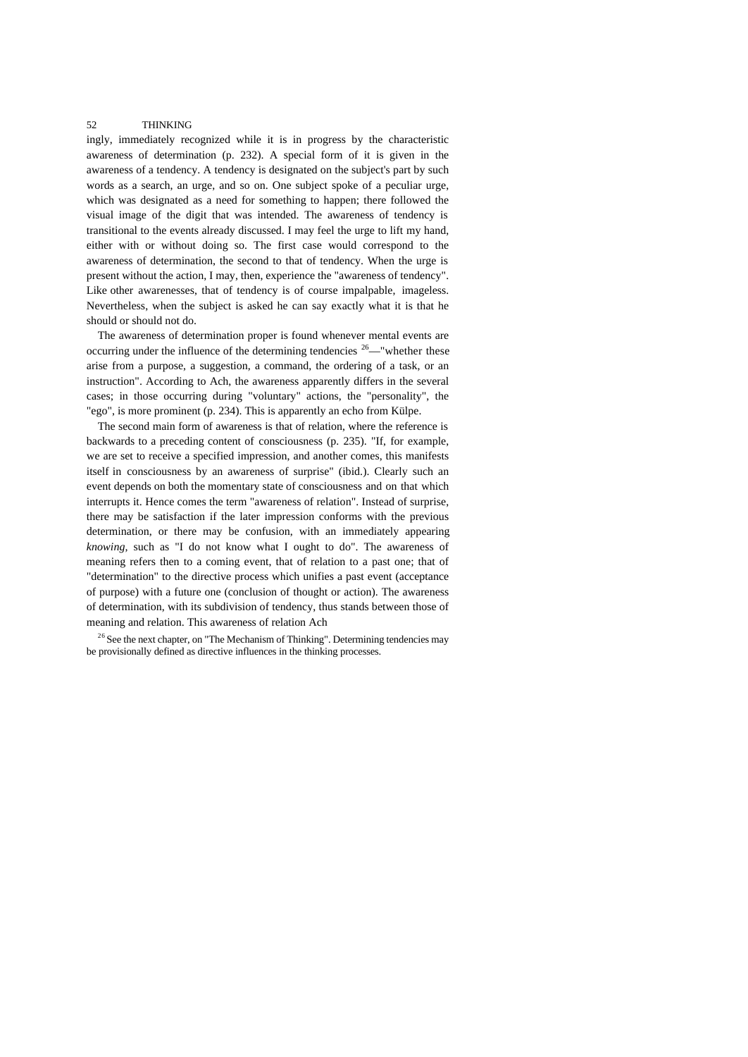ingly, immediately recognized while it is in progress by the characteristic awareness of determination (p. 232). A special form of it is given in the awareness of a tendency. A tendency is designated on the subject's part by such words as a search, an urge, and so on. One subject spoke of a peculiar urge, which was designated as a need for something to happen; there followed the visual image of the digit that was intended. The awareness of tendency is transitional to the events already discussed. I may feel the urge to lift my hand, either with or without doing so. The first case would correspond to the awareness of determination, the second to that of tendency. When the urge is present without the action, I may, then, experience the "awareness of tendency". Like other awarenesses, that of tendency is of course impalpable, imageless. Nevertheless, when the subject is asked he can say exactly what it is that he should or should not do.

The awareness of determination proper is found whenever mental events are occurring under the influence of the determining tendencies [26]—"whether these arise from a purpose, a suggestion, a command, the ordering of a task, or an instruction". According to Ach, the awareness apparently differs in the several cases; in those occurring during "voluntary" actions, the "personality", the "ego", is more prominent (p. 234). This is apparently an echo from Külpe.

The second main form of awareness is that of relation, where the reference is backwards to a preceding content of consciousness (p. 235). "If, for example, we are set to receive a specified impression, and another comes, this manifests itself in consciousness by an awareness of surprise" (ibid.). Clearly such an event depends on both the momentary state of consciousness and on that which interrupts it. Hence comes the term "awareness of relation". Instead of surprise, there may be satisfaction if the later impression conforms with the previous determination, or there may be confusion, with an immediately appearing *knowing*, such as "I do not know what I ought to do". The awareness of meaning refers then to a coming event, that of relation to a past one; that of "determination" to the directive process which unifies a past event (acceptance of purpose) with a future one (conclusion of thought or action). The awareness of determination, with its subdivision of tendency, thus stands between those of meaning and relation. This awareness of relation Ach

[26] See the next chapter, on "The Mechanism of Thinking". Determining tendencies may be provisionally defined as directive influences in the thinking processes.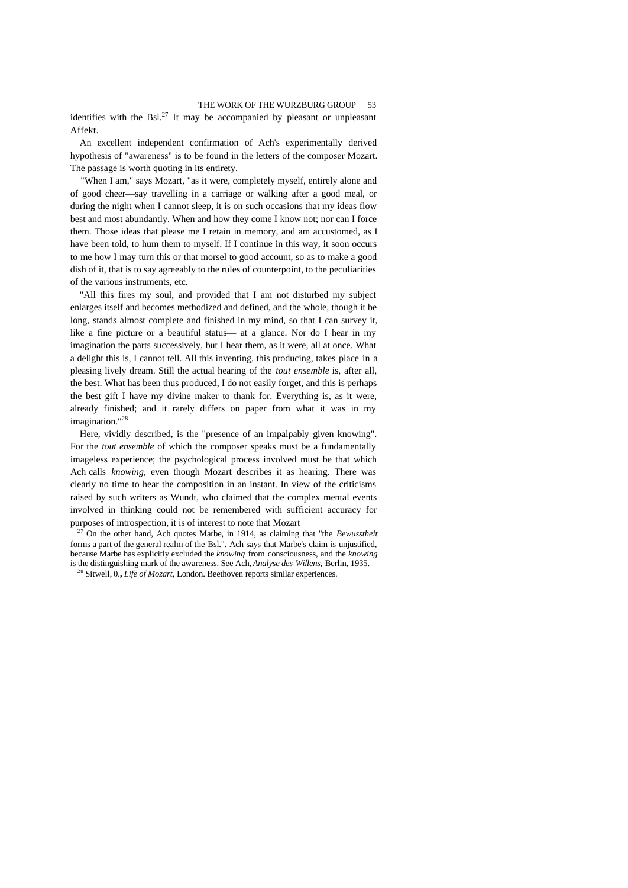identifies with the Bsl.[27] It may be accompanied by pleasant or unpleasant Affekt.

An excellent independent confirmation of Ach's experimentally derived hypothesis of "awareness" is to be found in the letters of the composer Mozart. The passage is worth quoting in its entirety.

"When I am," says Mozart, "as it were, completely myself, entirely alone and of good cheer—say travelling in a carriage or walking after a good meal, or during the night when I cannot sleep, it is on such occasions that my ideas flow best and most abundantly. When and how they come I know not; nor can I force them. Those ideas that please me I retain in memory, and am accustomed, as I have been told, to hum them to myself. If I continue in this way, it soon occurs to me how I may turn this or that morsel to good account, so as to make a good dish of it, that is to say agreeably to the rules of counterpoint, to the peculiarities of the various instruments, etc.

"All this fires my soul, and provided that I am not disturbed my subject enlarges itself and becomes methodized and defined, and the whole, though it be long, stands almost complete and finished in my mind, so that I can survey it, like a fine picture or a beautiful status— at a glance. Nor do I hear in my imagination the parts successively, but I hear them, as it were, all at once. What a delight this is, I cannot tell. All this inventing, this producing, takes place in a pleasing lively dream. Still the actual hearing of the *tout ensemble* is, after all, the best. What has been thus produced, I do not easily forget, and this is perhaps the best gift I have my divine maker to thank for. Everything is, as it were, already finished; and it rarely differs on paper from what it was in my imagination."[28]

Here, vividly described, is the "presence of an impalpably given knowing". For the *tout ensemble* of which the composer speaks must be a fundamentally imageless experience; the psychological process involved must be that which Ach calls *knowing*, even though Mozart describes it as hearing. There was clearly no time to hear the composition in an instant. In view of the criticisms raised by such writers as Wundt, who claimed that the complex mental events involved in thinking could not be remembered with sufficient accuracy for purposes of introspection, it is of interest to note that Mozart

[27] On the other hand, Ach quotes Marbe, in 1914, as claiming that "the *Bewusstheit* forms a part of the general realm of the Bsl.". Ach says that Marbe's claim is unjustified, because Marbe has explicitly excluded the *knowing* from consciousness, and the *knowing* is the distinguishing mark of the awareness. See Ach, *Analyse des Willens*, Berlin, 1935.

[28] Sitwell, 0., *Life of Mozart*, London. Beethoven reports similar experiences.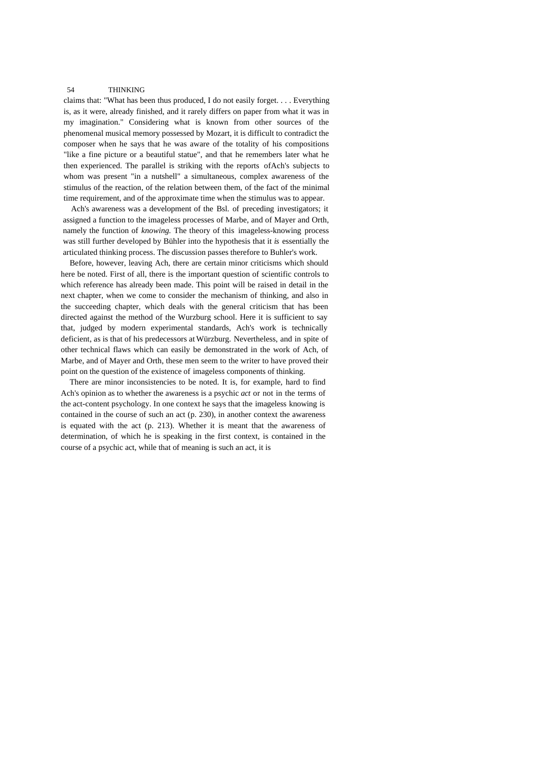claims that: "What has been thus produced, I do not easily forget. . . . Everything is, as it were, already finished, and it rarely differs on paper from what it was in my imagination." Considering what is known from other sources of the phenomenal musical memory possessed by Mozart, it is difficult to contradict the composer when he says that he was aware of the totality of his compositions "like a fine picture or a beautiful statue", and that he remembers later what he then experienced. The parallel is striking with the reports ofAch's subjects to whom was present "in a nutshell" a simultaneous, complex awareness of the stimulus of the reaction, of the relation between them, of the fact of the minimal time requirement, and of the approximate time when the stimulus was to appear.

Ach's awareness was a development of the Bsl. of preceding investigators; it assigned a function to the imageless processes of Marbe, and of Mayer and Orth, namely the function of *knowing.* The theory of this imageless-knowing process was still further developed by Bühler into the hypothesis that it *is* essentially the articulated thinking process. The discussion passes therefore to Buhler's work.

Before, however, leaving Ach, there are certain minor criticisms which should here be noted. First of all, there is the important question of scientific controls to which reference has already been made. This point will be raised in detail in the next chapter, when we come to consider the mechanism of thinking, and also in the succeeding chapter, which deals with the general criticism that has been directed against the method of the Wurzburg school. Here it is sufficient to say that, judged by modern experimental standards, Ach's work is technically deficient, as is that of his predecessors at Würzburg. Nevertheless, and in spite of other technical flaws which can easily be demonstrated in the work of Ach, of Marbe, and of Mayer and Orth, these men seem to the writer to have proved their point on the question of the existence of imageless components of thinking.

There are minor inconsistencies to be noted. It is, for example, hard to find Ach's opinion as to whether the awareness is a psychic *act* or not in the terms of the act-content psychology. In one context he says that the imageless knowing is contained in the course of such an act (p. 230), in another context the awareness is equated with the act (p. 213). Whether it is meant that the awareness of determination, of which he is speaking in the first context, is contained in the course of a psychic act, while that of meaning is such an act, it is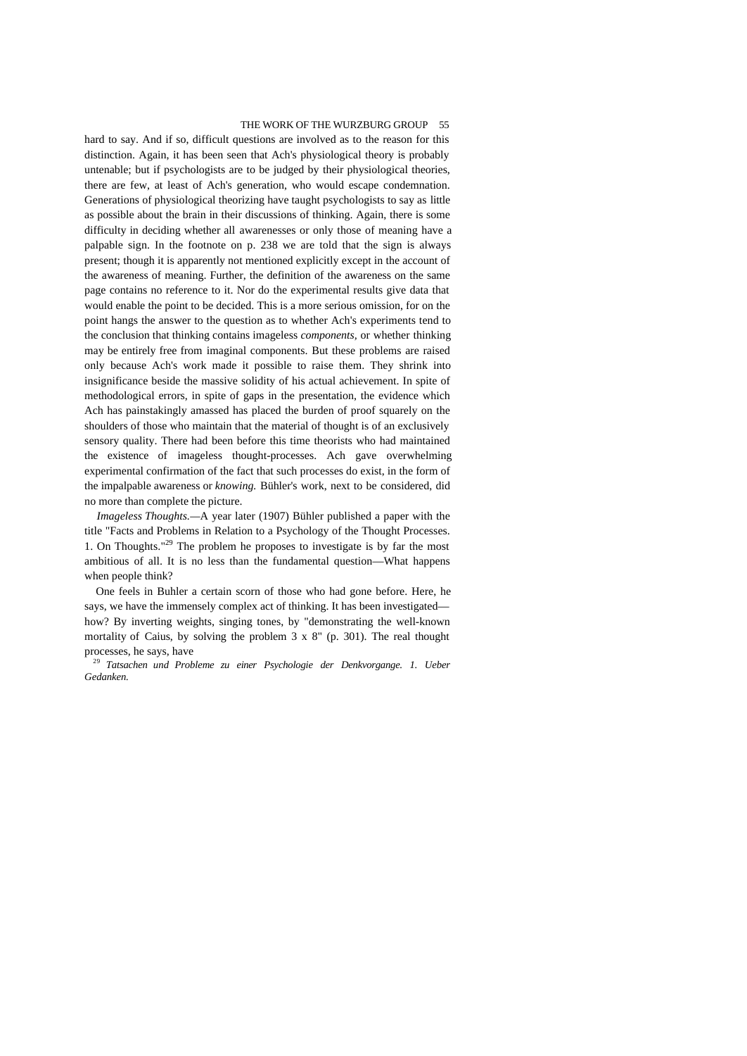hard to say. And if so, difficult questions are involved as to the reason for this distinction. Again, it has been seen that Ach's physiological theory is probably untenable; but if psychologists are to be judged by their physiological theories, there are few, at least of Ach's generation, who would escape condemnation. Generations of physiological theorizing have taught psychologists to say as little as possible about the brain in their discussions of thinking. Again, there is some difficulty in deciding whether all awarenesses or only those of meaning have a palpable sign. In the footnote on p. 238 we are told that the sign is always present; though it is apparently not mentioned explicitly except in the account of the awareness of meaning. Further, the definition of the awareness on the same page contains no reference to it. Nor do the experimental results give data that would enable the point to be decided. This is a more serious omission, for on the point hangs the answer to the question as to whether Ach's experiments tend to the conclusion that thinking contains imageless *components,* or whether thinking may be entirely free from imaginal components. But these problems are raised only because Ach's work made it possible to raise them. They shrink into insignificance beside the massive solidity of his actual achievement. In spite of methodological errors, in spite of gaps in the presentation, the evidence which Ach has painstakingly amassed has placed the burden of proof squarely on the shoulders of those who maintain that the material of thought is of an exclusively sensory quality. There had been before this time theorists who had maintained the existence of imageless thought-processes. Ach gave overwhelming experimental confirmation of the fact that such processes do exist, in the form of the impalpable awareness or *knowing.* Bühler's work, next to be considered, did no more than complete the picture.

*Imageless Thoughts.*—A year later (1907) Bühler published a paper with the title "Facts and Problems in Relation to a Psychology of the Thought Processes. 1. On Thoughts."[29] The problem he proposes to investigate is by far the most ambitious of all. It is no less than the fundamental question—What happens when people think?

One feels in Buhler a certain scorn of those who had gone before. Here, he says, we have the immensely complex act of thinking. It has been investigated—how? By inverting weights, singing tones, by "demonstrating the well-known mortality of Caius, by solving the problem 3 x 8" (p. 301). The real thought processes, he says, have

[29] *Tatsachen und Probleme zu einer Psychologie der Denkvorgange. 1. Ueber Gedanken.*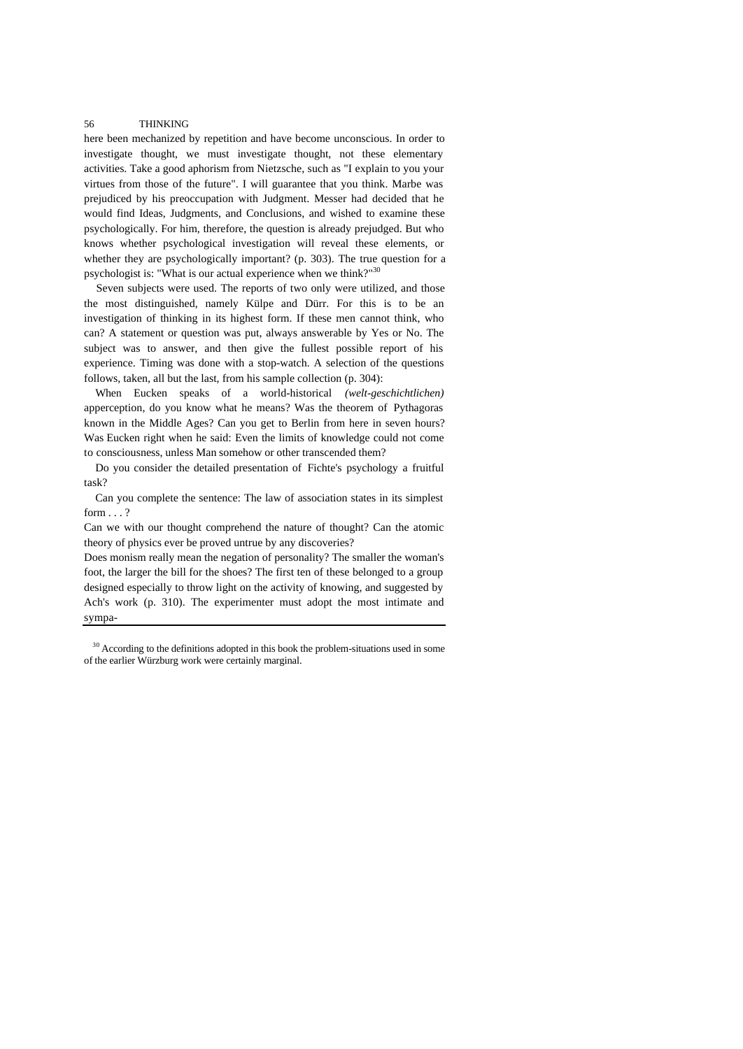here been mechanized by repetition and have become unconscious. In order to investigate thought, we must investigate thought, not these elementary activities. Take a good aphorism from Nietzsche, such as "I explain to you your virtues from those of the future". I will guarantee that you think. Marbe was prejudiced by his preoccupation with Judgment. Messer had decided that he would find Ideas, Judgments, and Conclusions, and wished to examine these psychologically. For him, therefore, the question is already prejudged. But who knows whether psychological investigation will reveal these elements, or whether they are psychologically important? (p. 303). The true question for a psychologist is: "What is our actual experience when we think?"[30]

Seven subjects were used. The reports of two only were utilized, and those the most distinguished, namely Külpe and Dürr. For this is to be an investigation of thinking in its highest form. If these men cannot think, who can? A statement or question was put, always answerable by Yes or No. The subject was to answer, and then give the fullest possible report of his experience. Timing was done with a stop-watch. A selection of the questions follows, taken, all but the last, from his sample collection (p. 304):

When Eucken speaks of a world-historical *(welt-geschichtlichen)* apperception, do you know what he means? Was the theorem of Pythagoras known in the Middle Ages? Can you get to Berlin from here in seven hours? Was Eucken right when he said: Even the limits of knowledge could not come to consciousness, unless Man somehow or other transcended them?

Do you consider the detailed presentation of Fichte's psychology a fruitful task?

Can you complete the sentence: The law of association states in its simplest form . . . ?

Can we with our thought comprehend the nature of thought? Can the atomic theory of physics ever be proved untrue by any discoveries?

Does monism really mean the negation of personality? The smaller the woman's foot, the larger the bill for the shoes? The first ten of these belonged to a group designed especially to throw light on the activity of knowing, and suggested by Ach's work (p. 310). The experimenter must adopt the most intimate and sympa-

[30] According to the definitions adopted in this book the problem-situations used in some of the earlier Würzburg work were certainly marginal.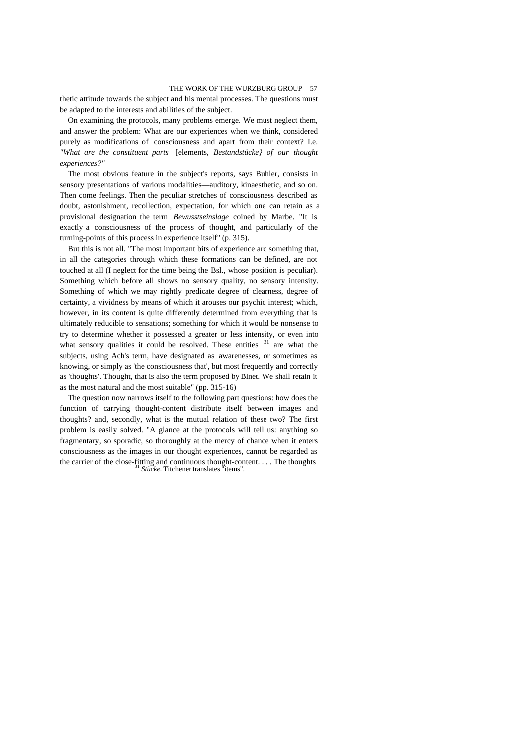thetic attitude towards the subject and his mental processes. The questions must be adapted to the interests and abilities of the subject.

On examining the protocols, many problems emerge. We must neglect them, and answer the problem: What are our experiences when we think, considered purely as modifications of consciousness and apart from their context? I.e. *"What are the constituent parts* [elements, *Bestandstücke} of our thought experiences?"*

The most obvious feature in the subject's reports, says Buhler, consists in sensory presentations of various modalities—auditory, kinaesthetic, and so on. Then come feelings. Then the peculiar stretches of consciousness described as doubt, astonishment, recollection, expectation, for which one can retain as a provisional designation the term *Bewusstseinslage* coined by Marbe. "It is exactly a consciousness of the process of thought, and particularly of the turning-points of this process in experience itself" (p. 315).

But this is not all. "The most important bits of experience arc something that, in all the categories through which these formations can be defined, are not touched at all (I neglect for the time being the Bsl., whose position is peculiar). Something which before all shows no sensory quality, no sensory intensity. Something of which we may rightly predicate degree of clearness, degree of certainty, a vividness by means of which it arouses our psychic interest; which, however, in its content is quite differently determined from everything that is ultimately reducible to sensations; something for which it would be nonsense to try to determine whether it possessed a greater or less intensity, or even into what sensory qualities it could be resolved. These entities [31] are what the subjects, using Ach's term, have designated as awarenesses, or sometimes as knowing, or simply as 'the consciousness that', but most frequently and correctly as 'thoughts'. Thought, that is also the term proposed by Binet. We shall retain it as the most natural and the most suitable" (pp. 315-16)

The question now narrows itself to the following part questions: how does the function of carrying thought-content distribute itself between images and thoughts? and, secondly, what is the mutual relation of these two? The first problem is easily solved. "A glance at the protocols will tell us: anything so fragmentary, so sporadic, so thoroughly at the mercy of chance when it enters consciousness as the images in our thought experiences, cannot be regarded as the carrier of the close-fitting and continuous thought-content. . . . The thoughts

[31] *Stücke.* Titchener translates "items".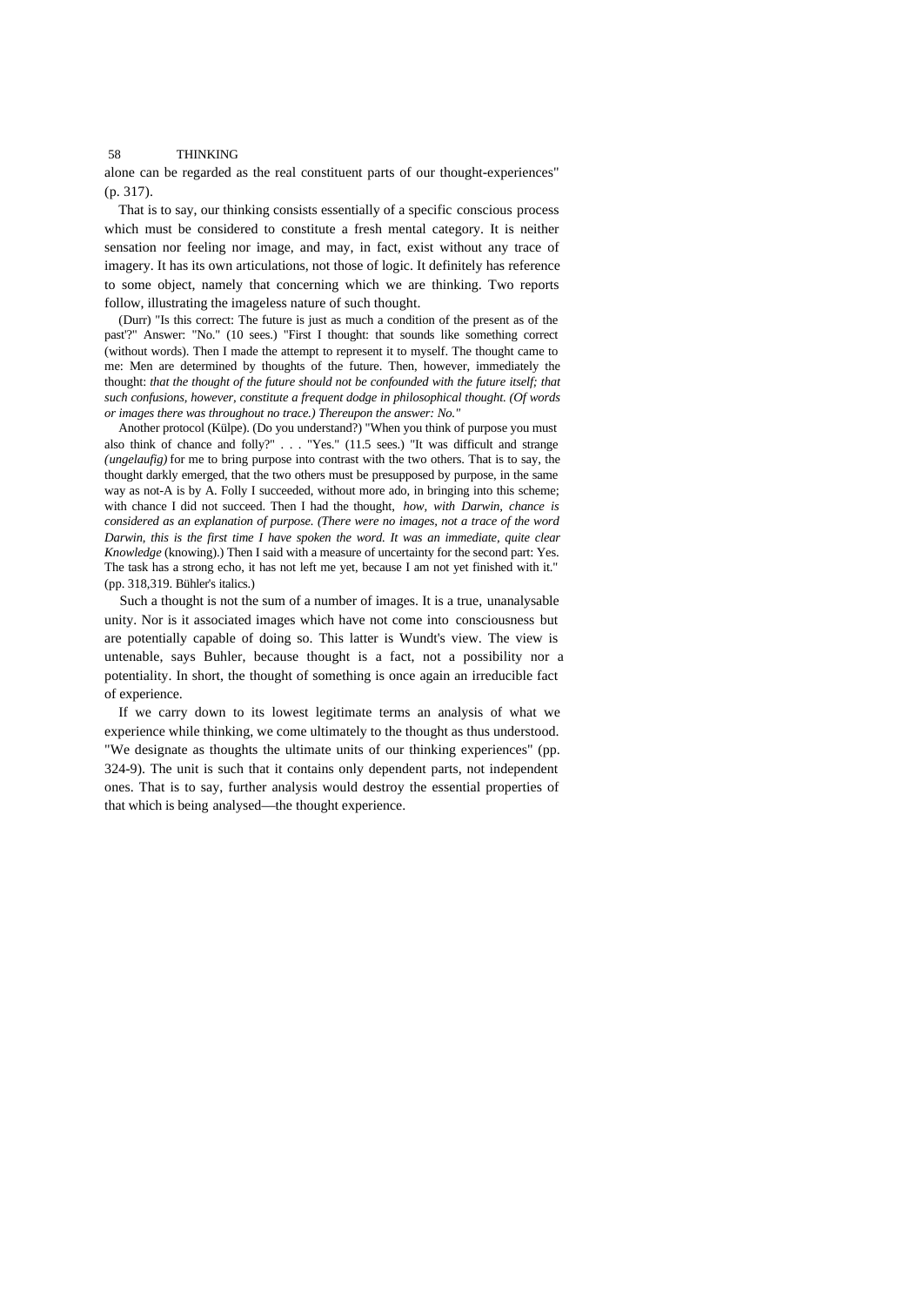alone can be regarded as the real constituent parts of our thought-experiences" (p. 317).

That is to say, our thinking consists essentially of a specific conscious process which must be considered to constitute a fresh mental category. It is neither sensation nor feeling nor image, and may, in fact, exist without any trace of imagery. It has its own articulations, not those of logic. It definitely has reference to some object, namely that concerning which we are thinking. Two reports follow, illustrating the imageless nature of such thought.

(Durr) "Is this correct: The future is just as much a condition of the present as of the past'?" Answer: "No." (10 sees.) "First I thought: that sounds like something correct (without words). Then I made the attempt to represent it to myself. The thought came to me: Men are determined by thoughts of the future. Then, however, immediately the thought: *that the thought of the future should not be confounded with the future itself; that such confusions, however, constitute a frequent dodge in philosophical thought. (Of words or images there was throughout no trace.) Thereupon the answer: No."*

Another protocol (Külpe). (Do you understand?) "When you think of purpose you must also think of chance and folly?" . . . "Yes." (11.5 sees.) "It was difficult and strange *(ungelaufig)* for me to bring purpose into contrast with the two others. That is to say, the thought darkly emerged, that the two others must be presupposed by purpose, in the same way as not-A is by A. Folly I succeeded, without more ado, in bringing into this scheme; with chance I did not succeed. Then I had the thought, *how, with Darwin, chance is considered as an explanation of purpose. (There were no images, not a trace of the word Darwin, this is the first time I have spoken the word. It was an immediate, quite clear Knowledge* (knowing).) Then I said with a measure of uncertainty for the second part: Yes. The task has a strong echo, it has not left me yet, because I am not yet finished with it." (pp. 318,319. Bühler's italics.)

Such a thought is not the sum of a number of images. It is a true, unanalysable unity. Nor is it associated images which have not come into consciousness but are potentially capable of doing so. This latter is Wundt's view. The view is untenable, says Buhler, because thought is a fact, not a possibility nor a potentiality. In short, the thought of something is once again an irreducible fact of experience.

If we carry down to its lowest legitimate terms an analysis of what we experience while thinking, we come ultimately to the thought as thus understood. "We designate as thoughts the ultimate units of our thinking experiences" (pp. 324-9). The unit is such that it contains only dependent parts, not independent ones. That is to say, further analysis would destroy the essential properties of that which is being analysed—the thought experience.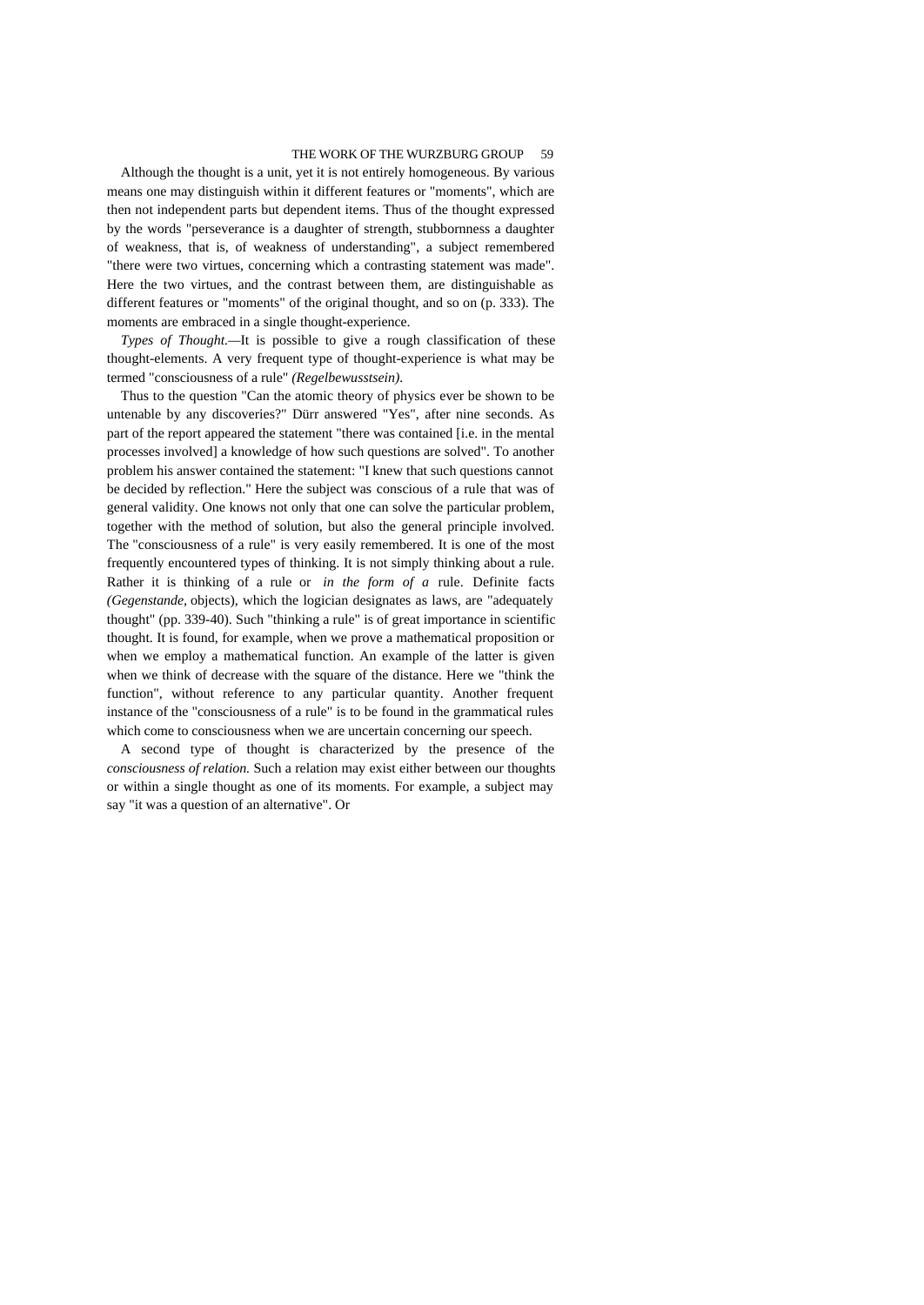Although the thought is a unit, yet it is not entirely homogeneous. By various means one may distinguish within it different features or "moments", which are then not independent parts but dependent items. Thus of the thought expressed by the words "perseverance is a daughter of strength, stubbornness a daughter of weakness, that is, of weakness of understanding", a subject remembered "there were two virtues, concerning which a contrasting statement was made". Here the two virtues, and the contrast between them, are distinguishable as different features or "moments" of the original thought, and so on (p. 333). The moments are embraced in a single thought-experience.

*Types of Thought.*—It is possible to give a rough classification of these thought-elements. A very frequent type of thought-experience is what may be termed "consciousness of a rule" *(Regelbewusstsein)*.

Thus to the question "Can the atomic theory of physics ever be shown to be untenable by any discoveries?" Dürr answered "Yes", after nine seconds. As part of the report appeared the statement "there was contained [i.e. in the mental processes involved] a knowledge of how such questions are solved". To another problem his answer contained the statement: "I knew that such questions cannot be decided by reflection." Here the subject was conscious of a rule that was of general validity. One knows not only that one can solve the particular problem, together with the method of solution, but also the general principle involved. The "consciousness of a rule" is very easily remembered. It is one of the most frequently encountered types of thinking. It is not simply thinking about a rule. Rather it is thinking of a rule or *in the form of a* rule. Definite facts *(Gegenstande*, objects), which the logician designates as laws, are "adequately thought" (pp. 339-40). Such "thinking a rule" is of great importance in scientific thought. It is found, for example, when we prove a mathematical proposition or when we employ a mathematical function. An example of the latter is given when we think of decrease with the square of the distance. Here we "think the function", without reference to any particular quantity. Another frequent instance of the "consciousness of a rule" is to be found in the grammatical rules which come to consciousness when we are uncertain concerning our speech.

A second type of thought is characterized by the presence of the *consciousness of relation.* Such a relation may exist either between our thoughts or within a single thought as one of its moments. For example, a subject may say "it was a question of an alternative". Or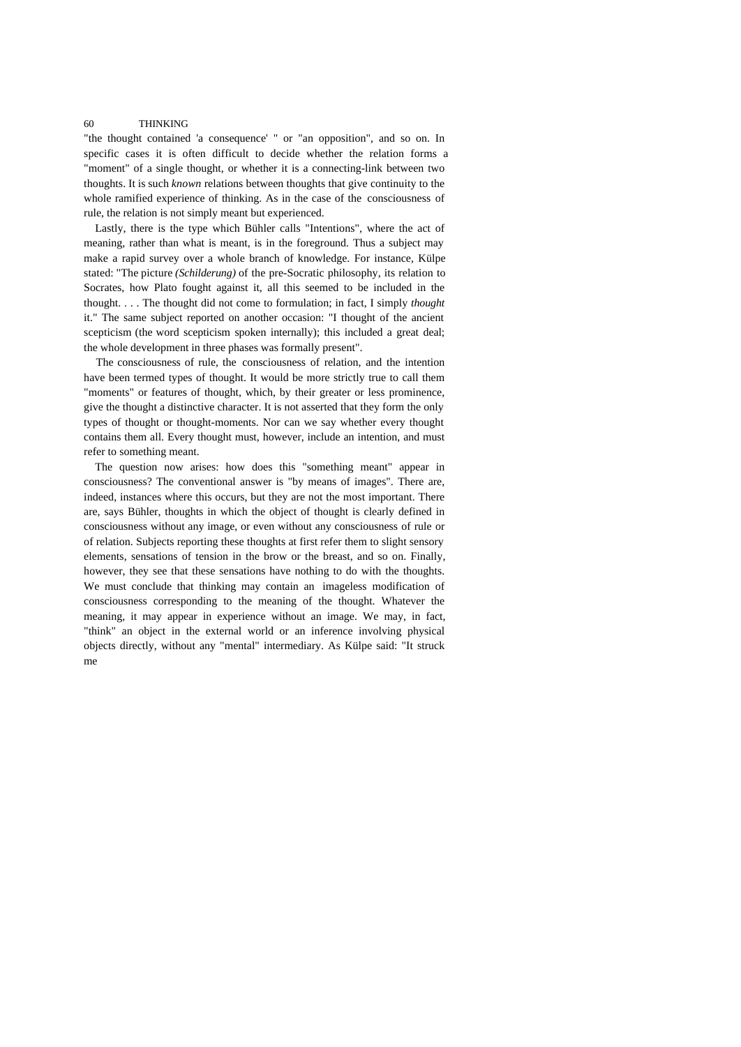"the thought contained 'a consequence' " or "an opposition", and so on. In specific cases it is often difficult to decide whether the relation forms a "moment" of a single thought, or whether it is a connecting-link between two thoughts. It is such *known* relations between thoughts that give continuity to the whole ramified experience of thinking. As in the case of the consciousness of rule, the relation is not simply meant but experienced.

Lastly, there is the type which Bühler calls "Intentions", where the act of meaning, rather than what is meant, is in the foreground. Thus a subject may make a rapid survey over a whole branch of knowledge. For instance, Külpe stated: "The picture *(Schilderung)* of the pre-Socratic philosophy, its relation to Socrates, how Plato fought against it, all this seemed to be included in the thought. . . . The thought did not come to formulation; in fact, I simply *thought* it." The same subject reported on another occasion: "I thought of the ancient scepticism (the word scepticism spoken internally); this included a great deal; the whole development in three phases was formally present".

The consciousness of rule, the consciousness of relation, and the intention have been termed types of thought. It would be more strictly true to call them "moments" or features of thought, which, by their greater or less prominence, give the thought a distinctive character. It is not asserted that they form the only types of thought or thought-moments. Nor can we say whether every thought contains them all. Every thought must, however, include an intention, and must refer to something meant.

The question now arises: how does this "something meant" appear in consciousness? The conventional answer is "by means of images". There are, indeed, instances where this occurs, but they are not the most important. There are, says Bühler, thoughts in which the object of thought is clearly defined in consciousness without any image, or even without any consciousness of rule or of relation. Subjects reporting these thoughts at first refer them to slight sensory elements, sensations of tension in the brow or the breast, and so on. Finally, however, they see that these sensations have nothing to do with the thoughts. We must conclude that thinking may contain an imageless modification of consciousness corresponding to the meaning of the thought. Whatever the meaning, it may appear in experience without an image. We may, in fact, "think" an object in the external world or an inference involving physical objects directly, without any "mental" intermediary. As Külpe said: "It struck me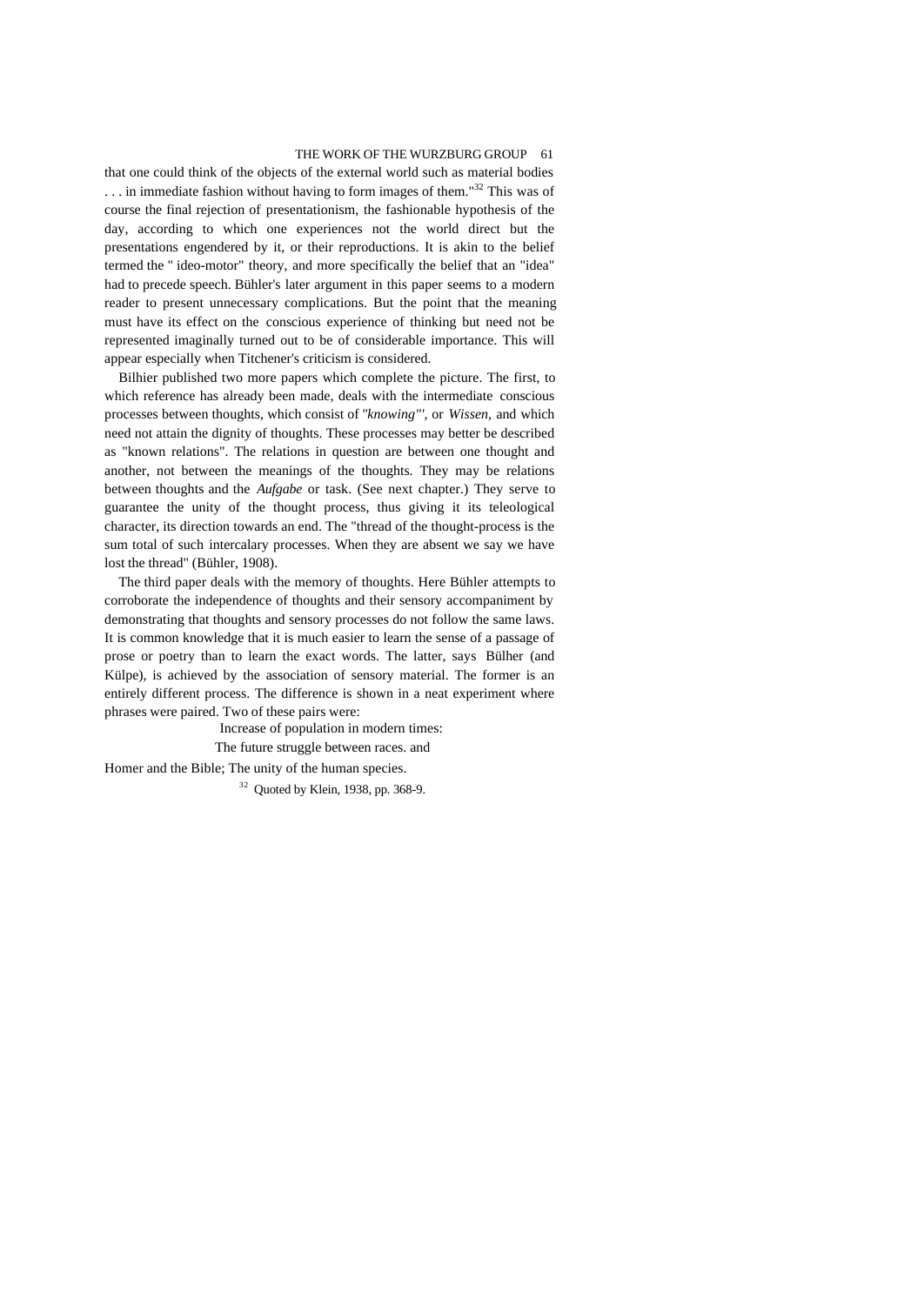that one could think of the objects of the external world such as material bodies . . . in immediate fashion without having to form images of them."[32] This was of course the final rejection of presentationism, the fashionable hypothesis of the day, according to which one experiences not the world direct but the presentations engendered by it, or their reproductions. It is akin to the belief termed the " ideo-motor" theory, and more specifically the belief that an "idea" had to precede speech. Bühler's later argument in this paper seems to a modern reader to present unnecessary complications. But the point that the meaning must have its effect on the conscious experience of thinking but need not be represented imaginally turned out to be of considerable importance. This will appear especially when Titchener's criticism is considered.

Bilhier published two more papers which complete the picture. The first, to which reference has already been made, deals with the intermediate conscious processes between thoughts, which consist of *"knowing"'*, or *Wissen*, and which need not attain the dignity of thoughts. These processes may better be described as "known relations". The relations in question are between one thought and another, not between the meanings of the thoughts. They may be relations between thoughts and the *Aufgabe* or task. (See next chapter.) They serve to guarantee the unity of the thought process, thus giving it its teleological character, its direction towards an end. The "thread of the thought-process is the sum total of such intercalary processes. When they are absent we say we have lost the thread" (Bühler, 1908).

The third paper deals with the memory of thoughts. Here Bühler attempts to corroborate the independence of thoughts and their sensory accompaniment by demonstrating that thoughts and sensory processes do not follow the same laws. It is common knowledge that it is much easier to learn the sense of a passage of prose or poetry than to learn the exact words. The latter, says Bülher (and Külpe), is achieved by the association of sensory material. The former is an entirely different process. The difference is shown in a neat experiment where phrases were paired. Two of these pairs were:

Increase of population in modern times:
The future struggle between races. and

Homer and the Bible; The unity of the human species.

[32] Quoted by Klein, 1938, pp. 368-9.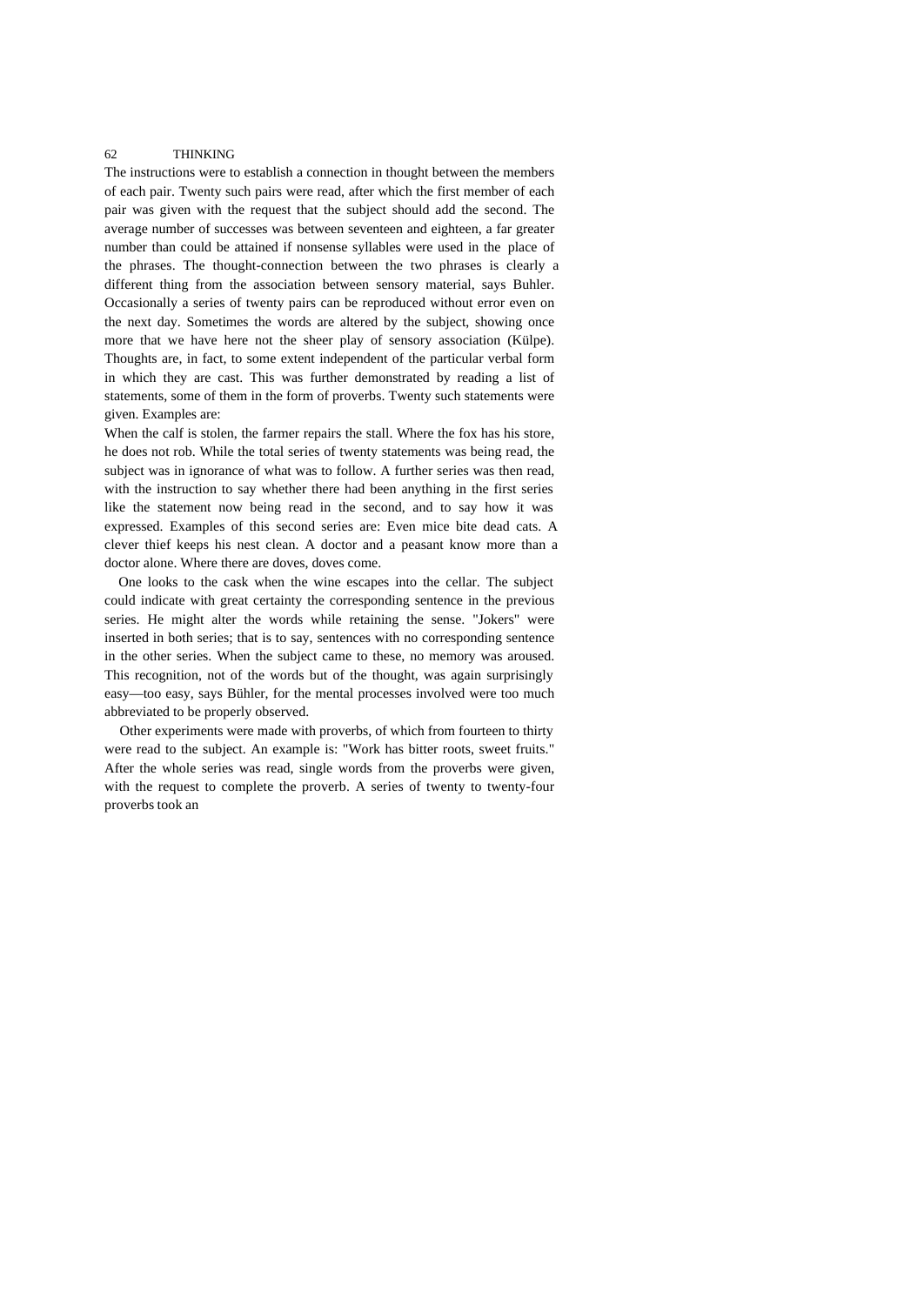The instructions were to establish a connection in thought between the members of each pair. Twenty such pairs were read, after which the first member of each pair was given with the request that the subject should add the second. The average number of successes was between seventeen and eighteen, a far greater number than could be attained if nonsense syllables were used in the place of the phrases. The thought-connection between the two phrases is clearly a different thing from the association between sensory material, says Buhler. Occasionally a series of twenty pairs can be reproduced without error even on the next day. Sometimes the words are altered by the subject, showing once more that we have here not the sheer play of sensory association (Külpe). Thoughts are, in fact, to some extent independent of the particular verbal form in which they are cast. This was further demonstrated by reading a list of statements, some of them in the form of proverbs. Twenty such statements were given. Examples are:

When the calf is stolen, the farmer repairs the stall. Where the fox has his store, he does not rob. While the total series of twenty statements was being read, the subject was in ignorance of what was to follow. A further series was then read, with the instruction to say whether there had been anything in the first series like the statement now being read in the second, and to say how it was expressed. Examples of this second series are: Even mice bite dead cats. A clever thief keeps his nest clean. A doctor and a peasant know more than a doctor alone. Where there are doves, doves come.

One looks to the cask when the wine escapes into the cellar. The subject could indicate with great certainty the corresponding sentence in the previous series. He might alter the words while retaining the sense. "Jokers" were inserted in both series; that is to say, sentences with no corresponding sentence in the other series. When the subject came to these, no memory was aroused. This recognition, not of the words but of the thought, was again surprisingly easy—too easy, says Bühler, for the mental processes involved were too much abbreviated to be properly observed.

Other experiments were made with proverbs, of which from fourteen to thirty were read to the subject. An example is: "Work has bitter roots, sweet fruits." After the whole series was read, single words from the proverbs were given, with the request to complete the proverb. A series of twenty to twenty-four proverbs took an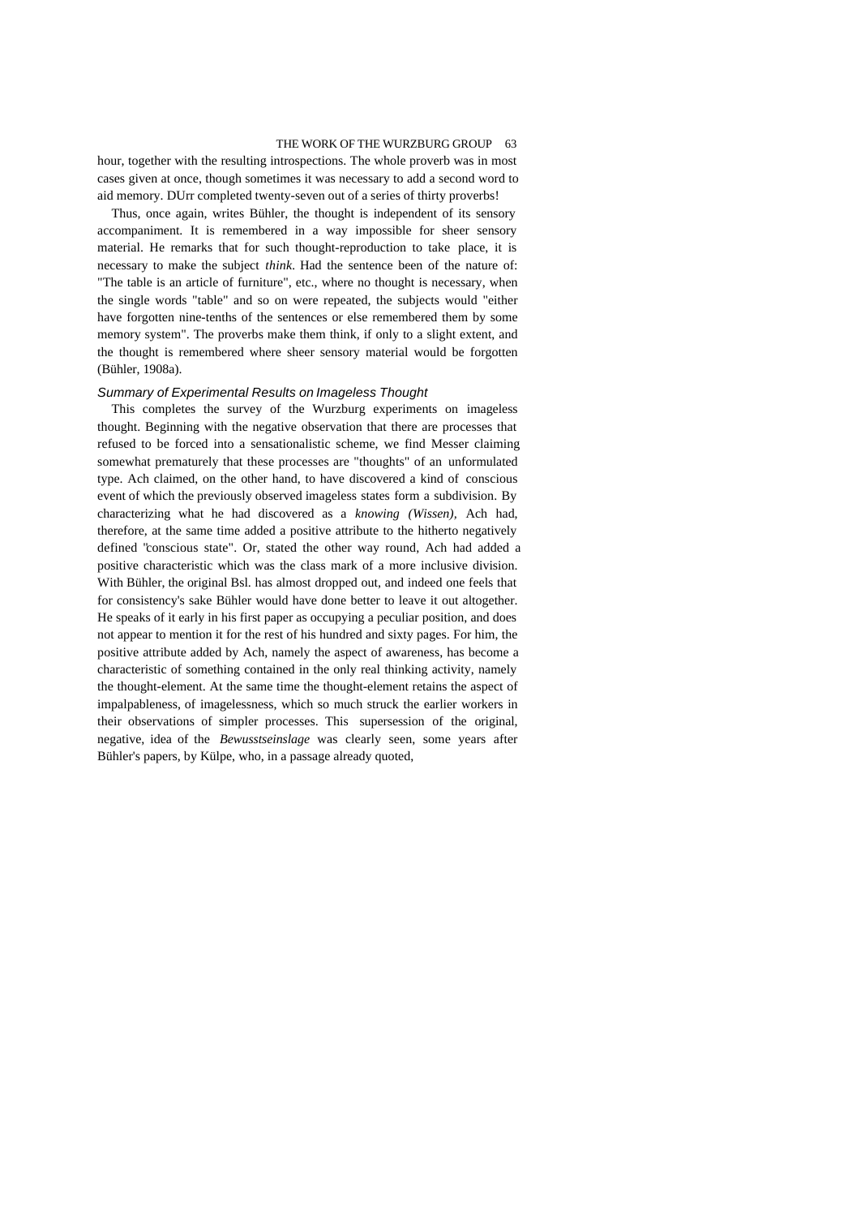hour, together with the resulting introspections. The whole proverb was in most cases given at once, though sometimes it was necessary to add a second word to aid memory. DUrr completed twenty-seven out of a series of thirty proverbs!

Thus, once again, writes Bühler, the thought is independent of its sensory accompaniment. It is remembered in a way impossible for sheer sensory material. He remarks that for such thought-reproduction to take place, it is necessary to make the subject *think*. Had the sentence been of the nature of: "The table is an article of furniture", etc., where no thought is necessary, when the single words "table" and so on were repeated, the subjects would "either have forgotten nine-tenths of the sentences or else remembered them by some memory system". The proverbs make them think, if only to a slight extent, and the thought is remembered where sheer sensory material would be forgotten (Bühler, 1908a).

### *Summary of Experimental Results on Imageless Thought*

This completes the survey of the Wurzburg experiments on imageless thought. Beginning with the negative observation that there are processes that refused to be forced into a sensationalistic scheme, we find Messer claiming somewhat prematurely that these processes are "thoughts" of an unformulated type. Ach claimed, on the other hand, to have discovered a kind of conscious event of which the previously observed imageless states form a subdivision. By characterizing what he had discovered as a *knowing (Wissen),* Ach had, therefore, at the same time added a positive attribute to the hitherto negatively defined "conscious state". Or, stated the other way round, Ach had added a positive characteristic which was the class mark of a more inclusive division. With Bühler, the original Bsl. has almost dropped out, and indeed one feels that for consistency's sake Bühler would have done better to leave it out altogether. He speaks of it early in his first paper as occupying a peculiar position, and does not appear to mention it for the rest of his hundred and sixty pages. For him, the positive attribute added by Ach, namely the aspect of awareness, has become a characteristic of something contained in the only real thinking activity, namely the thought-element. At the same time the thought-element retains the aspect of impalpableness, of imagelessness, which so much struck the earlier workers in their observations of simpler processes. This supersession of the original, negative, idea of the *Bewusstseinslage* was clearly seen, some years after Bühler's papers, by Külpe, who, in a passage already quoted,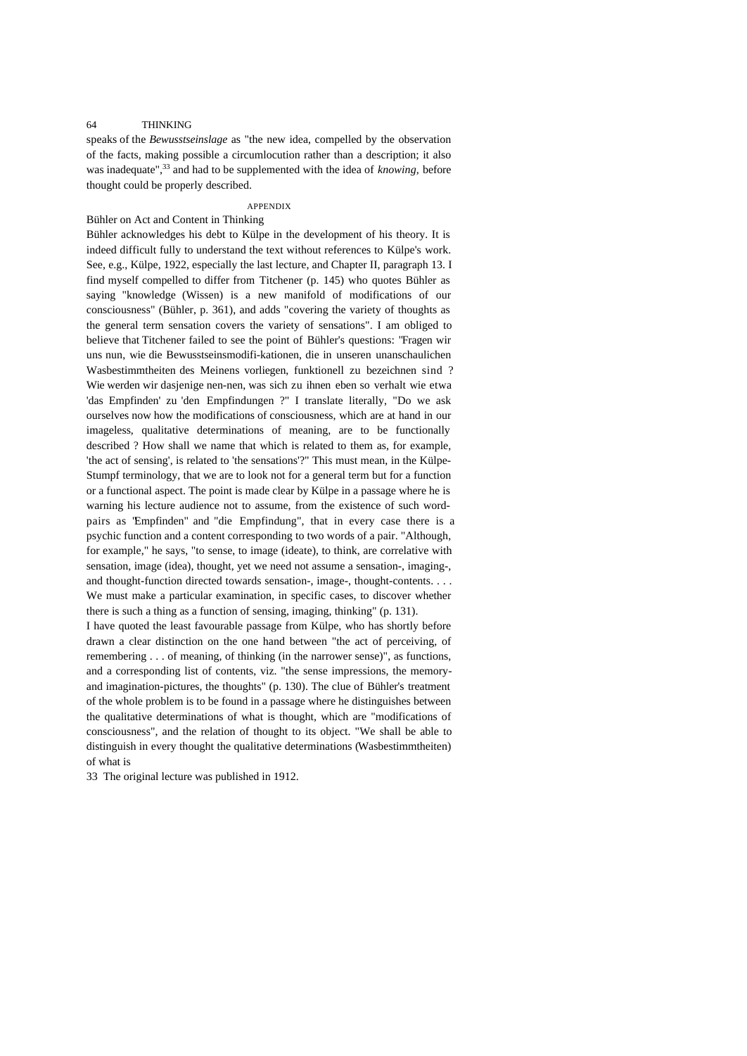speaks of the *Bewusstseinslage* as "the new idea, compelled by the observation of the facts, making possible a circumlocution rather than a description; it also was inadequate",[33] and had to be supplemented with the idea of *knowing,* before thought could be properly described.

## APPENDIX

### Bühler on Act and Content in Thinking

Bühler acknowledges his debt to Külpe in the development of his theory. It is indeed difficult fully to understand the text without references to Külpe's work. See, e.g., Külpe, 1922, especially the last lecture, and Chapter II, paragraph 13. I find myself compelled to differ from Titchener (p. 145) who quotes Bühler as saying "knowledge (Wissen) is a new manifold of modifications of our consciousness" (Bühler, p. 361), and adds "covering the variety of thoughts as the general term sensation covers the variety of sensations". I am obliged to believe that Titchener failed to see the point of Bühler's questions: "Fragen wir uns nun, wie die Bewusstseinsmodifi-kationen, die in unseren unanschaulichen Wasbestimmtheiten des Meinens vorliegen, funktionell zu bezeichnen sind ? Wie werden wir dasjenige nen-nen, was sich zu ihnen eben so verhalt wie etwa 'das Empfinden' zu 'den Empfindungen ?" I translate literally, "Do we ask ourselves now how the modifications of consciousness, which are at hand in our imageless, qualitative determinations of meaning, are to be functionally described ? How shall we name that which is related to them as, for example, 'the act of sensing', is related to 'the sensations'?" This must mean, in the Külpe-Stumpf terminology, that we are to look not for a general term but for a function or a functional aspect. The point is made clear by Külpe in a passage where he is warning his lecture audience not to assume, from the existence of such word-pairs as 'Empfinden" and "die Empfindung", that in every case there is a psychic function and a content corresponding to two words of a pair. "Although, for example," he says, "to sense, to image (ideate), to think, are correlative with sensation, image (idea), thought, yet we need not assume a sensation-, imaging-, and thought-function directed towards sensation-, image-, thought-contents. . . . We must make a particular examination, in specific cases, to discover whether there is such a thing as a function of sensing, imaging, thinking" (p. 131).

I have quoted the least favourable passage from Külpe, who has shortly before drawn a clear distinction on the one hand between "the act of perceiving, of remembering . . . of meaning, of thinking (in the narrower sense)", as functions, and a corresponding list of contents, viz. "the sense impressions, the memory- and imagination-pictures, the thoughts" (p. 130). The clue of Bühler's treatment of the whole problem is to be found in a passage where he distinguishes between the qualitative determinations of what is thought, which are "modifications of consciousness", and the relation of thought to its object. "We shall be able to distinguish in every thought the qualitative determinations (Wasbestimmtheiten) of what is

33 The original lecture was published in 1912.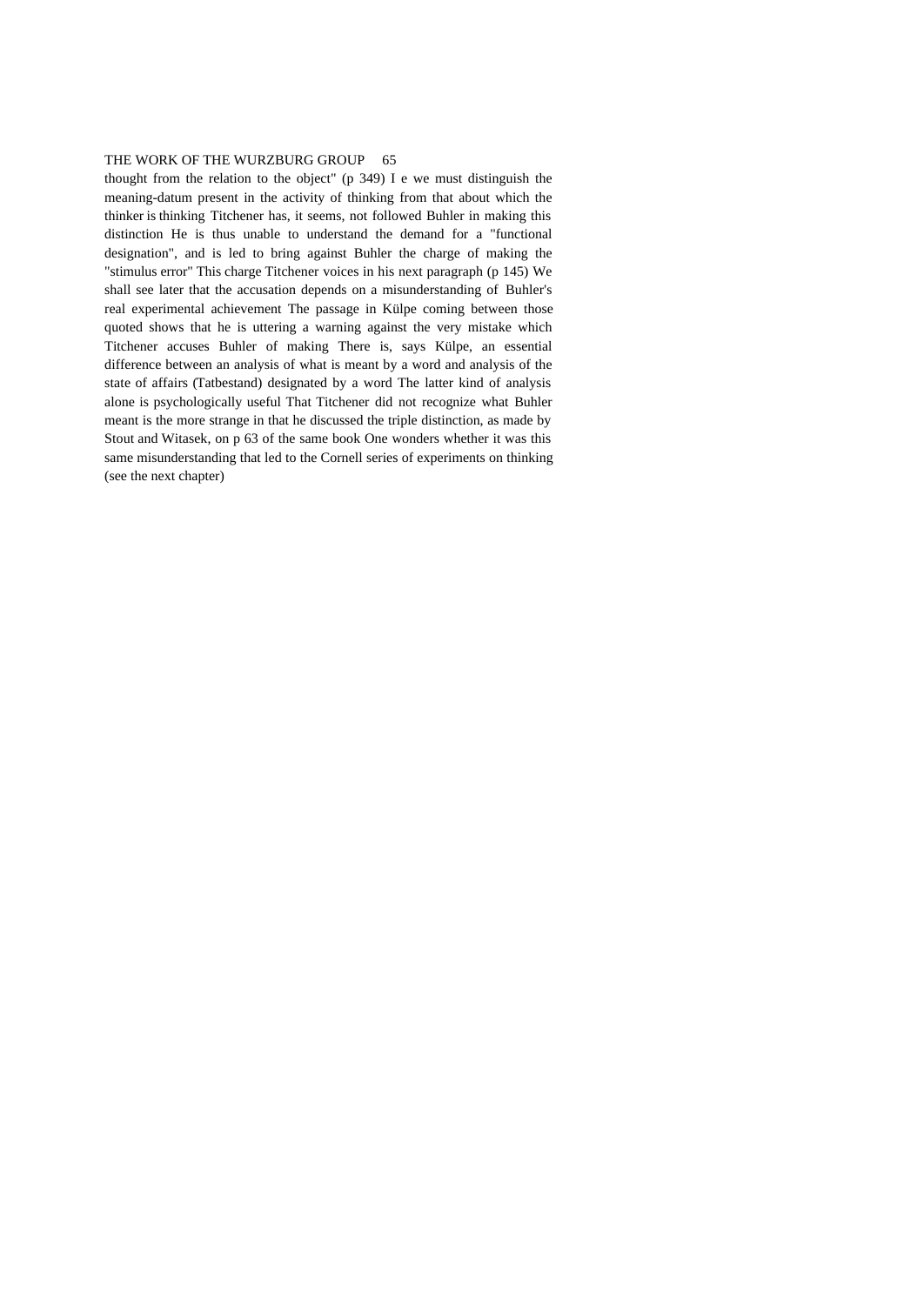thought from the relation to the object" (p 349) I e we must distinguish the meaning-datum present in the activity of thinking from that about which the thinker is thinking Titchener has, it seems, not followed Buhler in making this distinction He is thus unable to understand the demand for a "functional designation", and is led to bring against Buhler the charge of making the "stimulus error" This charge Titchener voices in his next paragraph (p 145) We shall see later that the accusation depends on a misunderstanding of Buhler's real experimental achievement The passage in Külpe coming between those quoted shows that he is uttering a warning against the very mistake which Titchener accuses Buhler of making There is, says Külpe, an essential difference between an analysis of what is meant by a word and analysis of the state of affairs (Tatbestand) designated by a word The latter kind of analysis alone is psychologically useful That Titchener did not recognize what Buhler meant is the more strange in that he discussed the triple distinction, as made by Stout and Witasek, on p 63 of the same book One wonders whether it was this same misunderstanding that led to the Cornell series of experiments on thinking (see the next chapter)